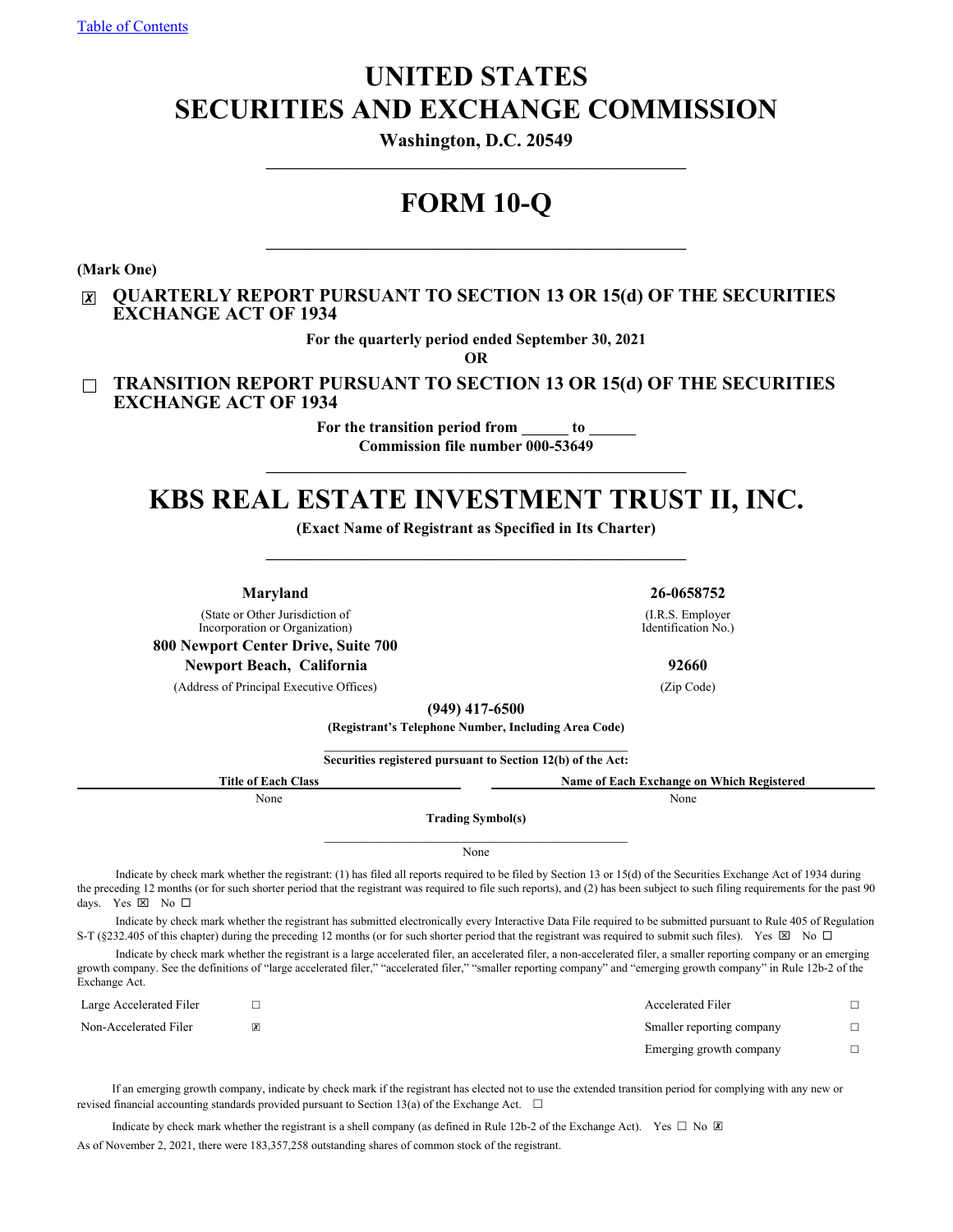Table of Contents

# UNITED STATES SECURITIES AND EXCHANGE COMMISSION

**Washington, D.C. 20549**

# FORM 10-Q

**(Mark One)**

☒ **QUARTERLY REPORT PURSUANT TO SECTION 13 OR 15(d) OF THE SECURITIES EXCHANGE ACT OF 1934**

**For the quarterly period ended September 30, 2021**

**OR**

☐ **TRANSITION REPORT PURSUANT TO SECTION 13 OR 15(d) OF THE SECURITIES EXCHANGE ACT OF 1934**

**For the transition period from ______ to ______**

**Commission file number 000-53649**

# KBS REAL ESTATE INVESTMENT TRUST II, INC.

**(Exact Name of Registrant as Specified in Its Charter)**

| **Maryland** | **26-0658752** |
|---|---|
| (State or Other Jurisdiction of Incorporation or Organization) | (I.R.S. Employer Identification No.) |
| **800 Newport Center Drive, Suite 700** | |
| **Newport Beach, California** | **92660** |
| (Address of Principal Executive Offices) | (Zip Code) |

**(949) 417-6500**

**(Registrant's Telephone Number, Including Area Code)**

**Securities registered pursuant to Section 12(b) of the Act:**

| Title of Each Class | Name of Each Exchange on Which Registered |
|---|---|
| None | None |

**Trading Symbol(s)**

None

Indicate by check mark whether the registrant: (1) has filed all reports required to be filed by Section 13 or 15(d) of the Securities Exchange Act of 1934 during the preceding 12 months (or for such shorter period that the registrant was required to file such reports), and (2) has been subject to such filing requirements for the past 90 days. Yes ☒ No ☐

Indicate by check mark whether the registrant has submitted electronically every Interactive Data File required to be submitted pursuant to Rule 405 of Regulation S-T (§232.405 of this chapter) during the preceding 12 months (or for such shorter period that the registrant was required to submit such files). Yes ☒ No ☐

Indicate by check mark whether the registrant is a large accelerated filer, an accelerated filer, a non-accelerated filer, a smaller reporting company or an emerging growth company. See the definitions of "large accelerated filer," "accelerated filer," "smaller reporting company" and "emerging growth company" in Rule 12b-2 of the Exchange Act.

| | | | |
|---|---|---|---|
| Large Accelerated Filer | ☐ | Accelerated Filer | ☐ |
| Non-Accelerated Filer | ☒ | Smaller reporting company | ☐ |
| | | Emerging growth company | ☐ |

If an emerging growth company, indicate by check mark if the registrant has elected not to use the extended transition period for complying with any new or revised financial accounting standards provided pursuant to Section 13(a) of the Exchange Act. ☐

Indicate by check mark whether the registrant is a shell company (as defined in Rule 12b-2 of the Exchange Act). Yes ☐ No ☒

As of November 2, 2021, there were 183,357,258 outstanding shares of common stock of the registrant.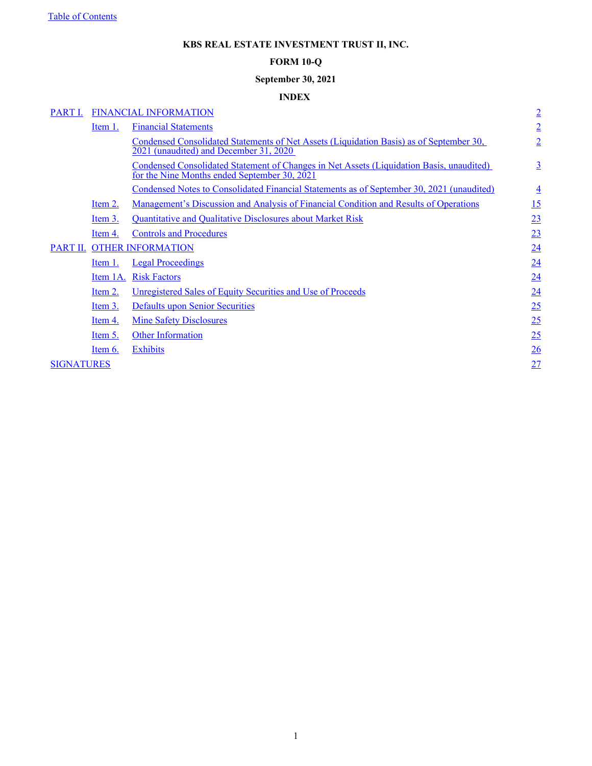**KBS REAL ESTATE INVESTMENT TRUST II, INC.**

**FORM 10-Q**

**September 30, 2021**

**INDEX**

| | | | |
|---|---|---|---|
| PART I. | FINANCIAL INFORMATION | | 2 |
| | Item 1. | Financial Statements | 2 |
| | | Condensed Consolidated Statements of Net Assets (Liquidation Basis) as of September 30, 2021 (unaudited) and December 31, 2020 | 2 |
| | | Condensed Consolidated Statement of Changes in Net Assets (Liquidation Basis, unaudited) for the Nine Months ended September 30, 2021 | 3 |
| | | Condensed Notes to Consolidated Financial Statements as of September 30, 2021 (unaudited) | 4 |
| | Item 2. | Management's Discussion and Analysis of Financial Condition and Results of Operations | 15 |
| | Item 3. | Quantitative and Qualitative Disclosures about Market Risk | 23 |
| | Item 4. | Controls and Procedures | 23 |
| PART II. | OTHER INFORMATION | | 24 |
| | Item 1. | Legal Proceedings | 24 |
| | Item 1A. | Risk Factors | 24 |
| | Item 2. | Unregistered Sales of Equity Securities and Use of Proceeds | 24 |
| | Item 3. | Defaults upon Senior Securities | 25 |
| | Item 4. | Mine Safety Disclosures | 25 |
| | Item 5. | Other Information | 25 |
| | Item 6. | Exhibits | 26 |
| SIGNATURES | | | 27 |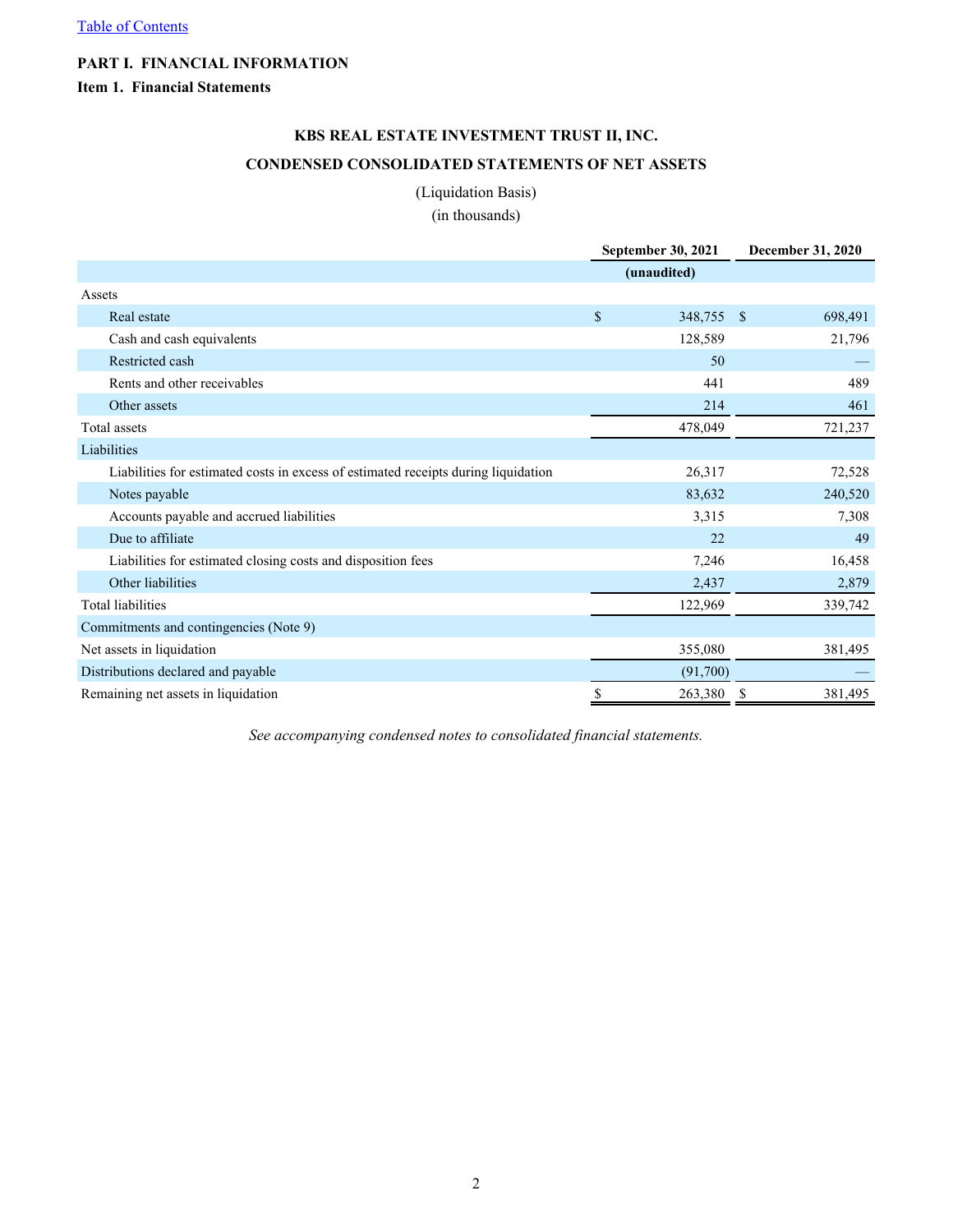[Table of Contents](#)

# PART I. FINANCIAL INFORMATION

## Item 1. Financial Statements

### KBS REAL ESTATE INVESTMENT TRUST II, INC.

### CONDENSED CONSOLIDATED STATEMENTS OF NET ASSETS

(Liquidation Basis)
(in thousands)

| | September 30, 2021 | December 31, 2020 |
|---|---|---|
| | (unaudited) | |
| Assets | | |
| Real estate | $ 348,755 | $ 698,491 |
| Cash and cash equivalents | 128,589 | 21,796 |
| Restricted cash | 50 | — |
| Rents and other receivables | 441 | 489 |
| Other assets | 214 | 461 |
| Total assets | 478,049 | 721,237 |
| Liabilities | | |
| Liabilities for estimated costs in excess of estimated receipts during liquidation | 26,317 | 72,528 |
| Notes payable | 83,632 | 240,520 |
| Accounts payable and accrued liabilities | 3,315 | 7,308 |
| Due to affiliate | 22 | 49 |
| Liabilities for estimated closing costs and disposition fees | 7,246 | 16,458 |
| Other liabilities | 2,437 | 2,879 |
| Total liabilities | 122,969 | 339,742 |
| Commitments and contingencies (Note 9) | | |
| Net assets in liquidation | 355,080 | 381,495 |
| Distributions declared and payable | (91,700) | — |
| Remaining net assets in liquidation | $ 263,380 | $ 381,495 |

*See accompanying condensed notes to consolidated financial statements.*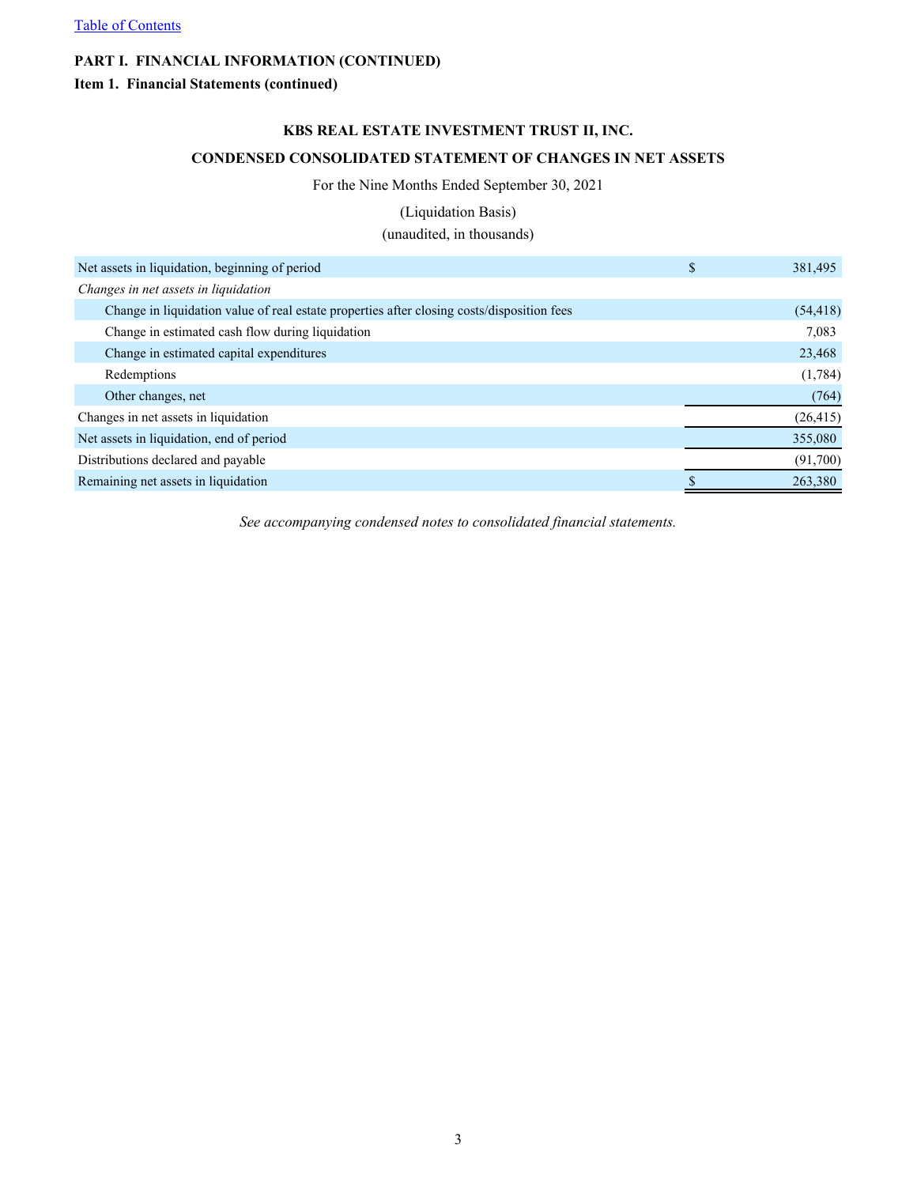[Table of Contents](#)

**PART I. FINANCIAL INFORMATION (CONTINUED)**

**Item 1. Financial Statements (continued)**

**KBS REAL ESTATE INVESTMENT TRUST II, INC.**

**CONDENSED CONSOLIDATED STATEMENT OF CHANGES IN NET ASSETS**

For the Nine Months Ended September 30, 2021

(Liquidation Basis)

(unaudited, in thousands)

| | |
|---|---|
| Net assets in liquidation, beginning of period | $ 381,495 |
| *Changes in net assets in liquidation* | |
| Change in liquidation value of real estate properties after closing costs/disposition fees | (54,418) |
| Change in estimated cash flow during liquidation | 7,083 |
| Change in estimated capital expenditures | 23,468 |
| Redemptions | (1,784) |
| Other changes, net | (764) |
| Changes in net assets in liquidation | (26,415) |
| Net assets in liquidation, end of period | 355,080 |
| Distributions declared and payable | (91,700) |
| Remaining net assets in liquidation | $ 263,380 |

*See accompanying condensed notes to consolidated financial statements.*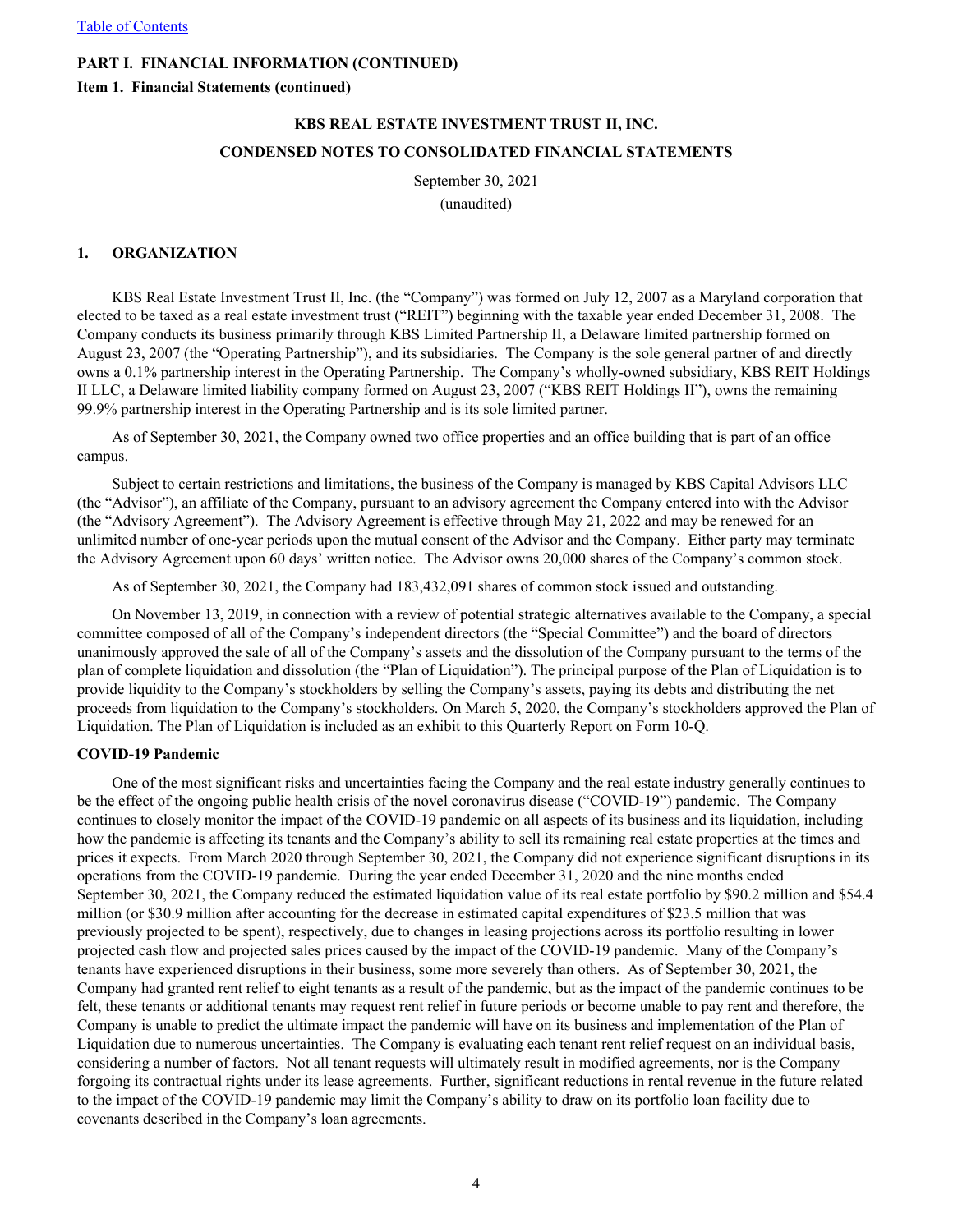**PART I. FINANCIAL INFORMATION (CONTINUED)**

**Item 1. Financial Statements (continued)**

**KBS REAL ESTATE INVESTMENT TRUST II, INC.**

**CONDENSED NOTES TO CONSOLIDATED FINANCIAL STATEMENTS**

September 30, 2021

(unaudited)

## 1. ORGANIZATION

KBS Real Estate Investment Trust II, Inc. (the "Company") was formed on July 12, 2007 as a Maryland corporation that elected to be taxed as a real estate investment trust ("REIT") beginning with the taxable year ended December 31, 2008. The Company conducts its business primarily through KBS Limited Partnership II, a Delaware limited partnership formed on August 23, 2007 (the "Operating Partnership"), and its subsidiaries. The Company is the sole general partner of and directly owns a 0.1% partnership interest in the Operating Partnership. The Company's wholly-owned subsidiary, KBS REIT Holdings II LLC, a Delaware limited liability company formed on August 23, 2007 ("KBS REIT Holdings II"), owns the remaining 99.9% partnership interest in the Operating Partnership and is its sole limited partner.

As of September 30, 2021, the Company owned two office properties and an office building that is part of an office campus.

Subject to certain restrictions and limitations, the business of the Company is managed by KBS Capital Advisors LLC (the "Advisor"), an affiliate of the Company, pursuant to an advisory agreement the Company entered into with the Advisor (the "Advisory Agreement"). The Advisory Agreement is effective through May 21, 2022 and may be renewed for an unlimited number of one-year periods upon the mutual consent of the Advisor and the Company. Either party may terminate the Advisory Agreement upon 60 days' written notice. The Advisor owns 20,000 shares of the Company's common stock.

As of September 30, 2021, the Company had 183,432,091 shares of common stock issued and outstanding.

On November 13, 2019, in connection with a review of potential strategic alternatives available to the Company, a special committee composed of all of the Company's independent directors (the "Special Committee") and the board of directors unanimously approved the sale of all of the Company's assets and the dissolution of the Company pursuant to the terms of the plan of complete liquidation and dissolution (the "Plan of Liquidation"). The principal purpose of the Plan of Liquidation is to provide liquidity to the Company's stockholders by selling the Company's assets, paying its debts and distributing the net proceeds from liquidation to the Company's stockholders. On March 5, 2020, the Company's stockholders approved the Plan of Liquidation. The Plan of Liquidation is included as an exhibit to this Quarterly Report on Form 10-Q.

**COVID-19 Pandemic**

One of the most significant risks and uncertainties facing the Company and the real estate industry generally continues to be the effect of the ongoing public health crisis of the novel coronavirus disease ("COVID-19") pandemic. The Company continues to closely monitor the impact of the COVID-19 pandemic on all aspects of its business and its liquidation, including how the pandemic is affecting its tenants and the Company's ability to sell its remaining real estate properties at the times and prices it expects. From March 2020 through September 30, 2021, the Company did not experience significant disruptions in its operations from the COVID-19 pandemic. During the year ended December 31, 2020 and the nine months ended September 30, 2021, the Company reduced the estimated liquidation value of its real estate portfolio by $90.2 million and $54.4 million (or $30.9 million after accounting for the decrease in estimated capital expenditures of $23.5 million that was previously projected to be spent), respectively, due to changes in leasing projections across its portfolio resulting in lower projected cash flow and projected sales prices caused by the impact of the COVID-19 pandemic. Many of the Company's tenants have experienced disruptions in their business, some more severely than others. As of September 30, 2021, the Company had granted rent relief to eight tenants as a result of the pandemic, but as the impact of the pandemic continues to be felt, these tenants or additional tenants may request rent relief in future periods or become unable to pay rent and therefore, the Company is unable to predict the ultimate impact the pandemic will have on its business and implementation of the Plan of Liquidation due to numerous uncertainties. The Company is evaluating each tenant rent relief request on an individual basis, considering a number of factors. Not all tenant requests will ultimately result in modified agreements, nor is the Company forgoing its contractual rights under its lease agreements. Further, significant reductions in rental revenue in the future related to the impact of the COVID-19 pandemic may limit the Company's ability to draw on its portfolio loan facility due to covenants described in the Company's loan agreements.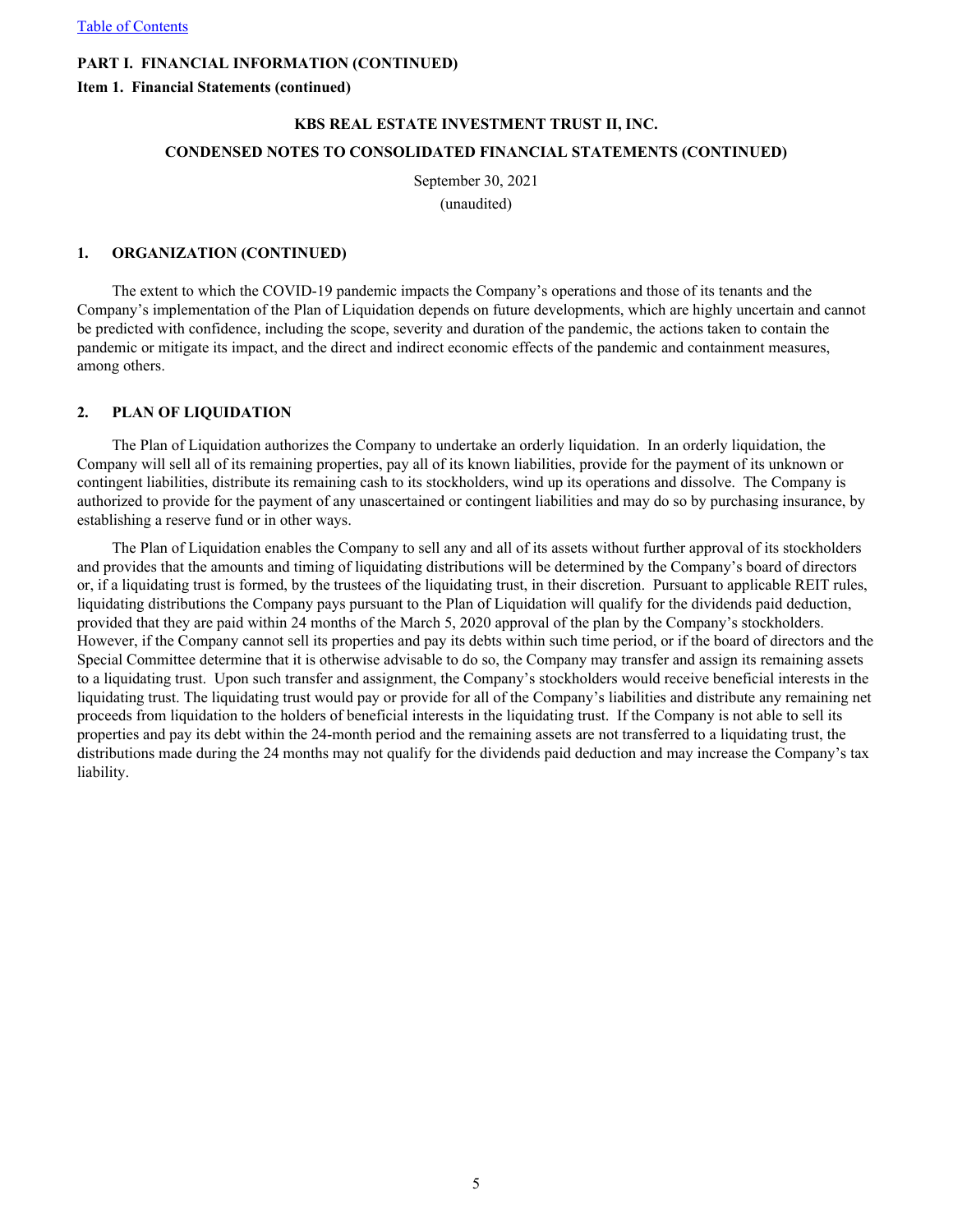**PART I. FINANCIAL INFORMATION (CONTINUED)**

**Item 1. Financial Statements (continued)**

**KBS REAL ESTATE INVESTMENT TRUST II, INC.**

**CONDENSED NOTES TO CONSOLIDATED FINANCIAL STATEMENTS (CONTINUED)**

September 30, 2021

(unaudited)

## 1. ORGANIZATION (CONTINUED)

The extent to which the COVID-19 pandemic impacts the Company's operations and those of its tenants and the Company's implementation of the Plan of Liquidation depends on future developments, which are highly uncertain and cannot be predicted with confidence, including the scope, severity and duration of the pandemic, the actions taken to contain the pandemic or mitigate its impact, and the direct and indirect economic effects of the pandemic and containment measures, among others.

## 2. PLAN OF LIQUIDATION

The Plan of Liquidation authorizes the Company to undertake an orderly liquidation. In an orderly liquidation, the Company will sell all of its remaining properties, pay all of its known liabilities, provide for the payment of its unknown or contingent liabilities, distribute its remaining cash to its stockholders, wind up its operations and dissolve. The Company is authorized to provide for the payment of any unascertained or contingent liabilities and may do so by purchasing insurance, by establishing a reserve fund or in other ways.

The Plan of Liquidation enables the Company to sell any and all of its assets without further approval of its stockholders and provides that the amounts and timing of liquidating distributions will be determined by the Company's board of directors or, if a liquidating trust is formed, by the trustees of the liquidating trust, in their discretion. Pursuant to applicable REIT rules, liquidating distributions the Company pays pursuant to the Plan of Liquidation will qualify for the dividends paid deduction, provided that they are paid within 24 months of the March 5, 2020 approval of the plan by the Company's stockholders. However, if the Company cannot sell its properties and pay its debts within such time period, or if the board of directors and the Special Committee determine that it is otherwise advisable to do so, the Company may transfer and assign its remaining assets to a liquidating trust. Upon such transfer and assignment, the Company's stockholders would receive beneficial interests in the liquidating trust. The liquidating trust would pay or provide for all of the Company's liabilities and distribute any remaining net proceeds from liquidation to the holders of beneficial interests in the liquidating trust. If the Company is not able to sell its properties and pay its debt within the 24-month period and the remaining assets are not transferred to a liquidating trust, the distributions made during the 24 months may not qualify for the dividends paid deduction and may increase the Company's tax liability.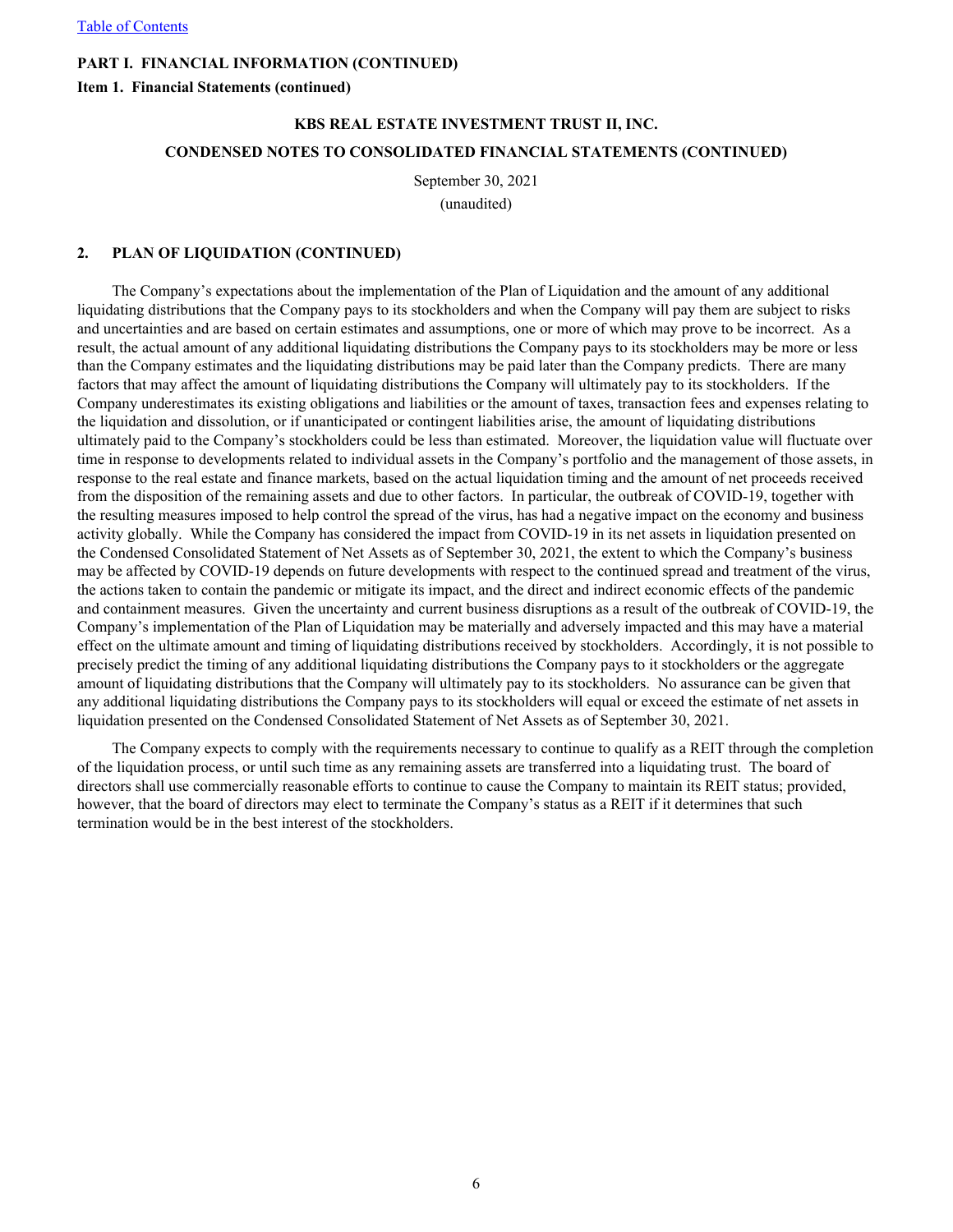**PART I. FINANCIAL INFORMATION (CONTINUED)**

**Item 1. Financial Statements (continued)**

**KBS REAL ESTATE INVESTMENT TRUST II, INC.**

**CONDENSED NOTES TO CONSOLIDATED FINANCIAL STATEMENTS (CONTINUED)**

September 30, 2021
(unaudited)

**2. PLAN OF LIQUIDATION (CONTINUED)**

The Company's expectations about the implementation of the Plan of Liquidation and the amount of any additional liquidating distributions that the Company pays to its stockholders and when the Company will pay them are subject to risks and uncertainties and are based on certain estimates and assumptions, one or more of which may prove to be incorrect. As a result, the actual amount of any additional liquidating distributions the Company pays to its stockholders may be more or less than the Company estimates and the liquidating distributions may be paid later than the Company predicts. There are many factors that may affect the amount of liquidating distributions the Company will ultimately pay to its stockholders. If the Company underestimates its existing obligations and liabilities or the amount of taxes, transaction fees and expenses relating to the liquidation and dissolution, or if unanticipated or contingent liabilities arise, the amount of liquidating distributions ultimately paid to the Company's stockholders could be less than estimated. Moreover, the liquidation value will fluctuate over time in response to developments related to individual assets in the Company's portfolio and the management of those assets, in response to the real estate and finance markets, based on the actual liquidation timing and the amount of net proceeds received from the disposition of the remaining assets and due to other factors. In particular, the outbreak of COVID-19, together with the resulting measures imposed to help control the spread of the virus, has had a negative impact on the economy and business activity globally. While the Company has considered the impact from COVID-19 in its net assets in liquidation presented on the Condensed Consolidated Statement of Net Assets as of September 30, 2021, the extent to which the Company's business may be affected by COVID-19 depends on future developments with respect to the continued spread and treatment of the virus, the actions taken to contain the pandemic or mitigate its impact, and the direct and indirect economic effects of the pandemic and containment measures. Given the uncertainty and current business disruptions as a result of the outbreak of COVID-19, the Company's implementation of the Plan of Liquidation may be materially and adversely impacted and this may have a material effect on the ultimate amount and timing of liquidating distributions received by stockholders. Accordingly, it is not possible to precisely predict the timing of any additional liquidating distributions the Company pays to it stockholders or the aggregate amount of liquidating distributions that the Company will ultimately pay to its stockholders. No assurance can be given that any additional liquidating distributions the Company pays to its stockholders will equal or exceed the estimate of net assets in liquidation presented on the Condensed Consolidated Statement of Net Assets as of September 30, 2021.

The Company expects to comply with the requirements necessary to continue to qualify as a REIT through the completion of the liquidation process, or until such time as any remaining assets are transferred into a liquidating trust. The board of directors shall use commercially reasonable efforts to continue to cause the Company to maintain its REIT status; provided, however, that the board of directors may elect to terminate the Company's status as a REIT if it determines that such termination would be in the best interest of the stockholders.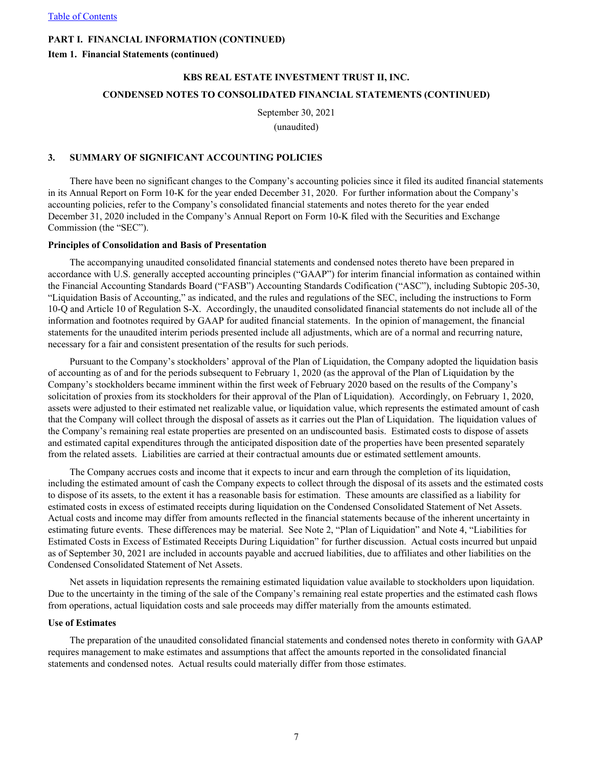**PART I. FINANCIAL INFORMATION (CONTINUED)**

**Item 1. Financial Statements (continued)**

**KBS REAL ESTATE INVESTMENT TRUST II, INC.**

**CONDENSED NOTES TO CONSOLIDATED FINANCIAL STATEMENTS (CONTINUED)**

September 30, 2021

(unaudited)

## 3. SUMMARY OF SIGNIFICANT ACCOUNTING POLICIES

There have been no significant changes to the Company's accounting policies since it filed its audited financial statements in its Annual Report on Form 10-K for the year ended December 31, 2020. For further information about the Company's accounting policies, refer to the Company's consolidated financial statements and notes thereto for the year ended December 31, 2020 included in the Company's Annual Report on Form 10-K filed with the Securities and Exchange Commission (the "SEC").

**Principles of Consolidation and Basis of Presentation**

The accompanying unaudited consolidated financial statements and condensed notes thereto have been prepared in accordance with U.S. generally accepted accounting principles ("GAAP") for interim financial information as contained within the Financial Accounting Standards Board ("FASB") Accounting Standards Codification ("ASC"), including Subtopic 205-30, "Liquidation Basis of Accounting," as indicated, and the rules and regulations of the SEC, including the instructions to Form 10-Q and Article 10 of Regulation S-X. Accordingly, the unaudited consolidated financial statements do not include all of the information and footnotes required by GAAP for audited financial statements. In the opinion of management, the financial statements for the unaudited interim periods presented include all adjustments, which are of a normal and recurring nature, necessary for a fair and consistent presentation of the results for such periods.

Pursuant to the Company's stockholders' approval of the Plan of Liquidation, the Company adopted the liquidation basis of accounting as of and for the periods subsequent to February 1, 2020 (as the approval of the Plan of Liquidation by the Company's stockholders became imminent within the first week of February 2020 based on the results of the Company's solicitation of proxies from its stockholders for their approval of the Plan of Liquidation). Accordingly, on February 1, 2020, assets were adjusted to their estimated net realizable value, or liquidation value, which represents the estimated amount of cash that the Company will collect through the disposal of assets as it carries out the Plan of Liquidation. The liquidation values of the Company's remaining real estate properties are presented on an undiscounted basis. Estimated costs to dispose of assets and estimated capital expenditures through the anticipated disposition date of the properties have been presented separately from the related assets. Liabilities are carried at their contractual amounts due or estimated settlement amounts.

The Company accrues costs and income that it expects to incur and earn through the completion of its liquidation, including the estimated amount of cash the Company expects to collect through the disposal of its assets and the estimated costs to dispose of its assets, to the extent it has a reasonable basis for estimation. These amounts are classified as a liability for estimated costs in excess of estimated receipts during liquidation on the Condensed Consolidated Statement of Net Assets. Actual costs and income may differ from amounts reflected in the financial statements because of the inherent uncertainty in estimating future events. These differences may be material. See Note 2, "Plan of Liquidation" and Note 4, "Liabilities for Estimated Costs in Excess of Estimated Receipts During Liquidation" for further discussion. Actual costs incurred but unpaid as of September 30, 2021 are included in accounts payable and accrued liabilities, due to affiliates and other liabilities on the Condensed Consolidated Statement of Net Assets.

Net assets in liquidation represents the remaining estimated liquidation value available to stockholders upon liquidation. Due to the uncertainty in the timing of the sale of the Company's remaining real estate properties and the estimated cash flows from operations, actual liquidation costs and sale proceeds may differ materially from the amounts estimated.

**Use of Estimates**

The preparation of the unaudited consolidated financial statements and condensed notes thereto in conformity with GAAP requires management to make estimates and assumptions that affect the amounts reported in the consolidated financial statements and condensed notes. Actual results could materially differ from those estimates.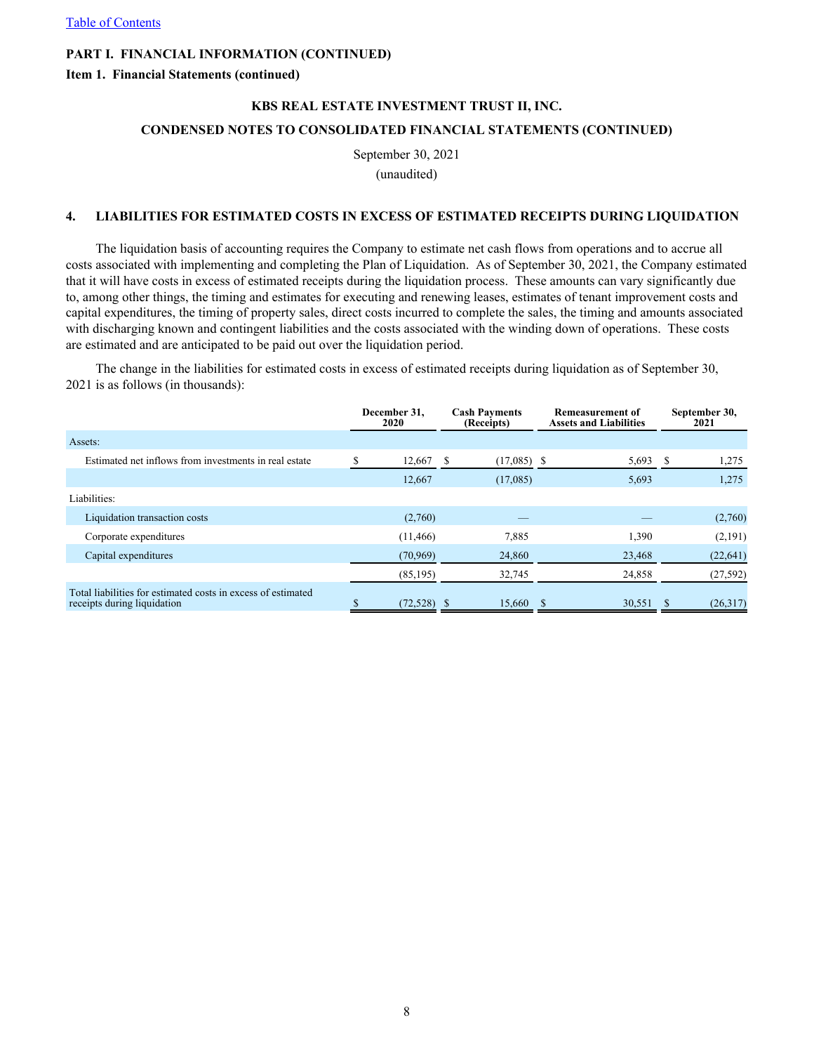PART I. FINANCIAL INFORMATION (CONTINUED)

Item 1. Financial Statements (continued)

KBS REAL ESTATE INVESTMENT TRUST II, INC.

CONDENSED NOTES TO CONSOLIDATED FINANCIAL STATEMENTS (CONTINUED)

September 30, 2021

(unaudited)

## 4. LIABILITIES FOR ESTIMATED COSTS IN EXCESS OF ESTIMATED RECEIPTS DURING LIQUIDATION

The liquidation basis of accounting requires the Company to estimate net cash flows from operations and to accrue all costs associated with implementing and completing the Plan of Liquidation. As of September 30, 2021, the Company estimated that it will have costs in excess of estimated receipts during the liquidation process. These amounts can vary significantly due to, among other things, the timing and estimates for executing and renewing leases, estimates of tenant improvement costs and capital expenditures, the timing of property sales, direct costs incurred to complete the sales, the timing and amounts associated with discharging known and contingent liabilities and the costs associated with the winding down of operations. These costs are estimated and are anticipated to be paid out over the liquidation period.

The change in the liabilities for estimated costs in excess of estimated receipts during liquidation as of September 30, 2021 is as follows (in thousands):

| | December 31, 2020 | Cash Payments (Receipts) | Remeasurement of Assets and Liabilities | September 30, 2021 |
|---|---|---|---|---|
| Assets: | | | | |
| Estimated net inflows from investments in real estate | $ 12,667 | $ (17,085) | $ 5,693 | $ 1,275 |
| | 12,667 | (17,085) | 5,693 | 1,275 |
| Liabilities: | | | | |
| Liquidation transaction costs | (2,760) | — | — | (2,760) |
| Corporate expenditures | (11,466) | 7,885 | 1,390 | (2,191) |
| Capital expenditures | (70,969) | 24,860 | 23,468 | (22,641) |
| | (85,195) | 32,745 | 24,858 | (27,592) |
| Total liabilities for estimated costs in excess of estimated receipts during liquidation | $ (72,528) | $ 15,660 | $ 30,551 | $ (26,317) |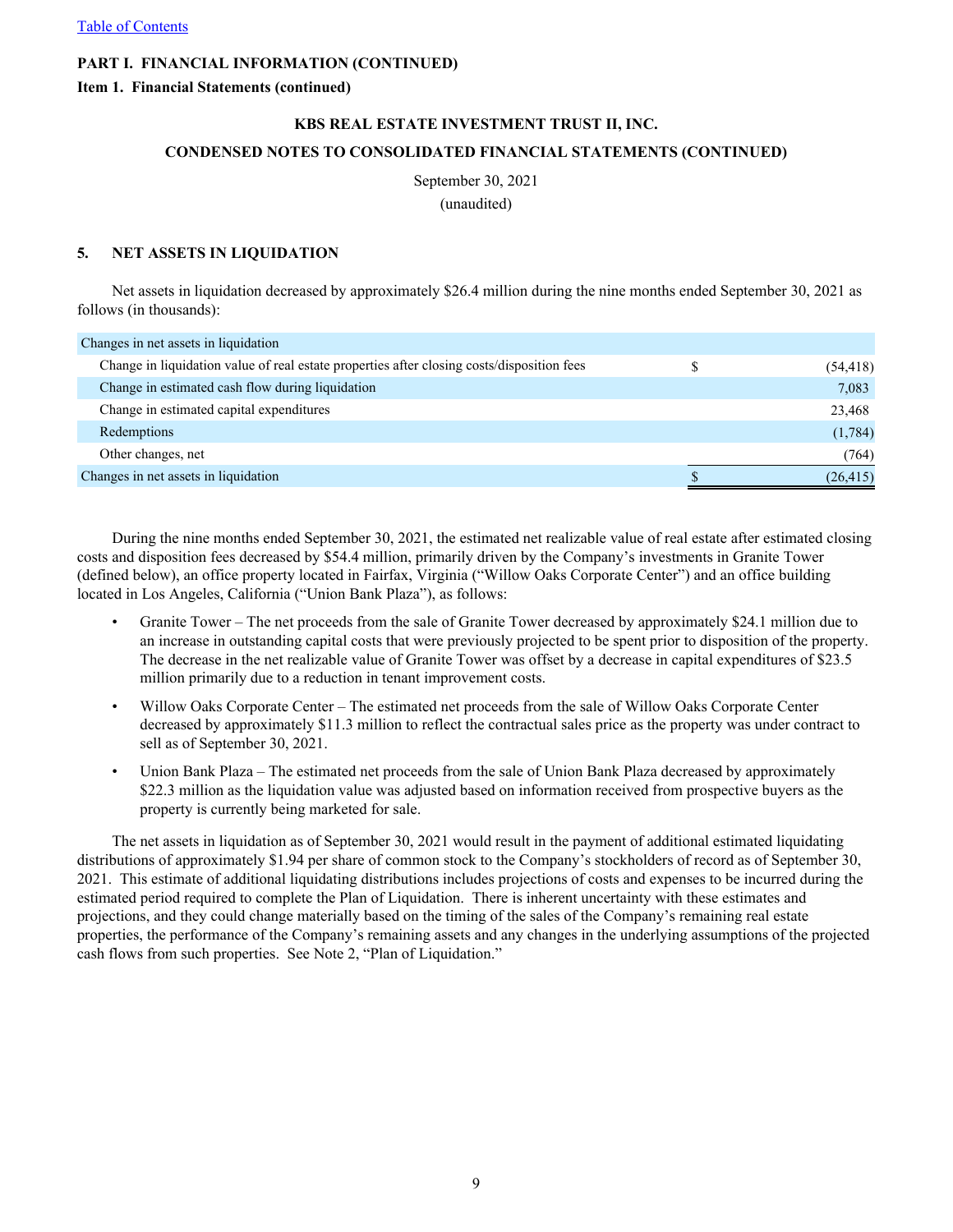[Table of Contents](#)

**PART I. FINANCIAL INFORMATION (CONTINUED)**

**Item 1. Financial Statements (continued)**

**KBS REAL ESTATE INVESTMENT TRUST II, INC.**

**CONDENSED NOTES TO CONSOLIDATED FINANCIAL STATEMENTS (CONTINUED)**

September 30, 2021

(unaudited)

## 5. NET ASSETS IN LIQUIDATION

Net assets in liquidation decreased by approximately $26.4 million during the nine months ended September 30, 2021 as follows (in thousands):

| Changes in net assets in liquidation | | |
|---|---|---|
| Change in liquidation value of real estate properties after closing costs/disposition fees | $ | (54,418) |
| Change in estimated cash flow during liquidation | | 7,083 |
| Change in estimated capital expenditures | | 23,468 |
| Redemptions | | (1,784) |
| Other changes, net | | (764) |
| Changes in net assets in liquidation | $ | (26,415) |

During the nine months ended September 30, 2021, the estimated net realizable value of real estate after estimated closing costs and disposition fees decreased by $54.4 million, primarily driven by the Company's investments in Granite Tower (defined below), an office property located in Fairfax, Virginia ("Willow Oaks Corporate Center") and an office building located in Los Angeles, California ("Union Bank Plaza"), as follows:

- Granite Tower – The net proceeds from the sale of Granite Tower decreased by approximately $24.1 million due to an increase in outstanding capital costs that were previously projected to be spent prior to disposition of the property. The decrease in the net realizable value of Granite Tower was offset by a decrease in capital expenditures of $23.5 million primarily due to a reduction in tenant improvement costs.
- Willow Oaks Corporate Center – The estimated net proceeds from the sale of Willow Oaks Corporate Center decreased by approximately $11.3 million to reflect the contractual sales price as the property was under contract to sell as of September 30, 2021.
- Union Bank Plaza – The estimated net proceeds from the sale of Union Bank Plaza decreased by approximately $22.3 million as the liquidation value was adjusted based on information received from prospective buyers as the property is currently being marketed for sale.

The net assets in liquidation as of September 30, 2021 would result in the payment of additional estimated liquidating distributions of approximately $1.94 per share of common stock to the Company's stockholders of record as of September 30, 2021. This estimate of additional liquidating distributions includes projections of costs and expenses to be incurred during the estimated period required to complete the Plan of Liquidation. There is inherent uncertainty with these estimates and projections, and they could change materially based on the timing of the sales of the Company's remaining real estate properties, the performance of the Company's remaining assets and any changes in the underlying assumptions of the projected cash flows from such properties. See Note 2, "Plan of Liquidation."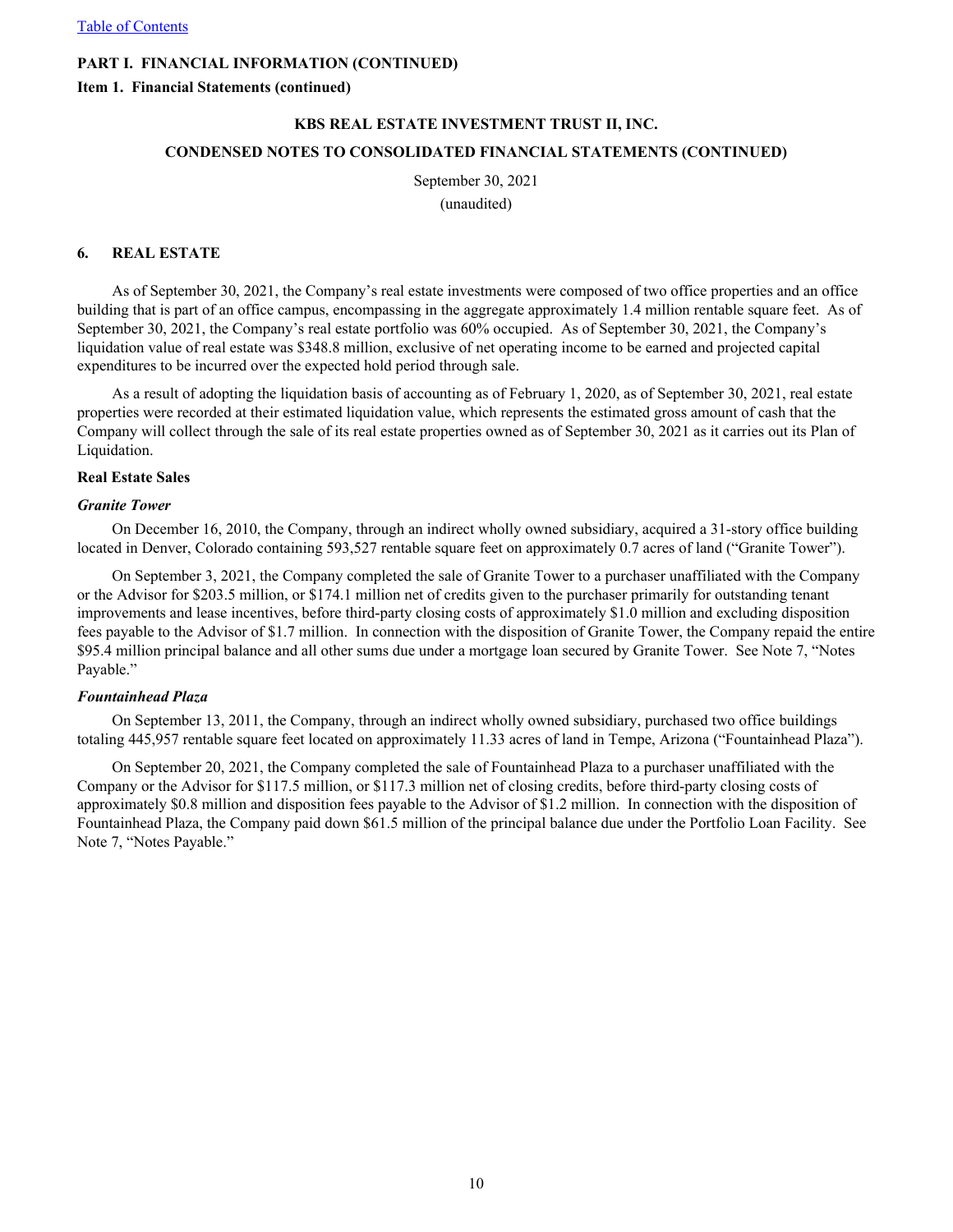**PART I. FINANCIAL INFORMATION (CONTINUED)**

**Item 1. Financial Statements (continued)**

**KBS REAL ESTATE INVESTMENT TRUST II, INC.**

**CONDENSED NOTES TO CONSOLIDATED FINANCIAL STATEMENTS (CONTINUED)**

September 30, 2021

(unaudited)

## 6. REAL ESTATE

As of September 30, 2021, the Company's real estate investments were composed of two office properties and an office building that is part of an office campus, encompassing in the aggregate approximately 1.4 million rentable square feet. As of September 30, 2021, the Company's real estate portfolio was 60% occupied. As of September 30, 2021, the Company's liquidation value of real estate was \$348.8 million, exclusive of net operating income to be earned and projected capital expenditures to be incurred over the expected hold period through sale.

As a result of adopting the liquidation basis of accounting as of February 1, 2020, as of September 30, 2021, real estate properties were recorded at their estimated liquidation value, which represents the estimated gross amount of cash that the Company will collect through the sale of its real estate properties owned as of September 30, 2021 as it carries out its Plan of Liquidation.

**Real Estate Sales**

***Granite Tower***

On December 16, 2010, the Company, through an indirect wholly owned subsidiary, acquired a 31-story office building located in Denver, Colorado containing 593,527 rentable square feet on approximately 0.7 acres of land ("Granite Tower").

On September 3, 2021, the Company completed the sale of Granite Tower to a purchaser unaffiliated with the Company or the Advisor for \$203.5 million, or \$174.1 million net of credits given to the purchaser primarily for outstanding tenant improvements and lease incentives, before third-party closing costs of approximately \$1.0 million and excluding disposition fees payable to the Advisor of \$1.7 million. In connection with the disposition of Granite Tower, the Company repaid the entire \$95.4 million principal balance and all other sums due under a mortgage loan secured by Granite Tower. See Note 7, "Notes Payable."

***Fountainhead Plaza***

On September 13, 2011, the Company, through an indirect wholly owned subsidiary, purchased two office buildings totaling 445,957 rentable square feet located on approximately 11.33 acres of land in Tempe, Arizona ("Fountainhead Plaza").

On September 20, 2021, the Company completed the sale of Fountainhead Plaza to a purchaser unaffiliated with the Company or the Advisor for \$117.5 million, or \$117.3 million net of closing credits, before third-party closing costs of approximately \$0.8 million and disposition fees payable to the Advisor of \$1.2 million. In connection with the disposition of Fountainhead Plaza, the Company paid down \$61.5 million of the principal balance due under the Portfolio Loan Facility. See Note 7, "Notes Payable."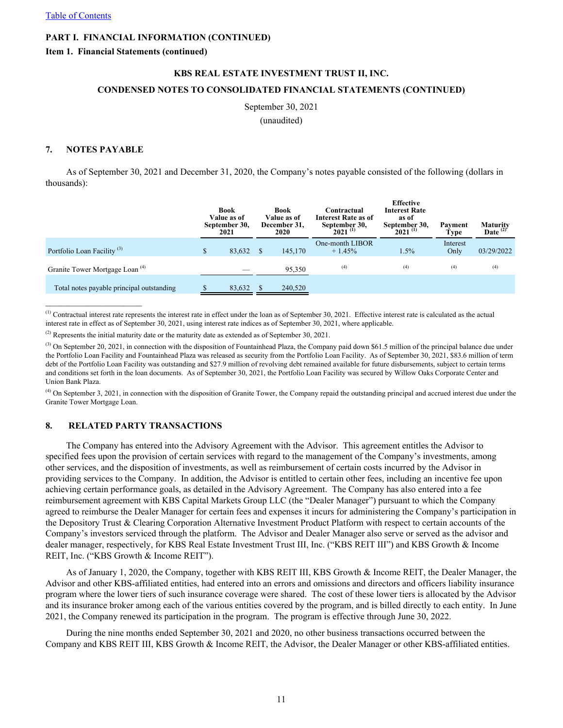[Table of Contents](#)

**PART I. FINANCIAL INFORMATION (CONTINUED)**

**Item 1. Financial Statements (continued)**

**KBS REAL ESTATE INVESTMENT TRUST II, INC.**

**CONDENSED NOTES TO CONSOLIDATED FINANCIAL STATEMENTS (CONTINUED)**

September 30, 2021

(unaudited)

## 7. NOTES PAYABLE

As of September 30, 2021 and December 31, 2020, the Company's notes payable consisted of the following (dollars in thousands):

| | Book Value as of September 30, 2021 | Book Value as of December 31, 2020 | Contractual Interest Rate as of September 30, 2021 [(1)] | Effective Interest Rate as of September 30, 2021 [(1)] | Payment Type | Maturity Date [(2)] |
|---|---|---|---|---|---|---|
| Portfolio Loan Facility [(3)] | $ 83,632 | $ 145,170 | One-month LIBOR + 1.45% | 1.5% | Interest Only | 03/29/2022 |
| Granite Tower Mortgage Loan [(4)] | — | 95,350 | [(4)] | [(4)] | [(4)] | [(4)] |
| Total notes payable principal outstanding | $ 83,632 | $ 240,520 | | | | |

[(1)] Contractual interest rate represents the interest rate in effect under the loan as of September 30, 2021. Effective interest rate is calculated as the actual interest rate in effect as of September 30, 2021, using interest rate indices as of September 30, 2021, where applicable.

[(2)] Represents the initial maturity date or the maturity date as extended as of September 30, 2021.

[(3)] On September 20, 2021, in connection with the disposition of Fountainhead Plaza, the Company paid down $61.5 million of the principal balance due under the Portfolio Loan Facility and Fountainhead Plaza was released as security from the Portfolio Loan Facility. As of September 30, 2021, $83.6 million of term debt of the Portfolio Loan Facility was outstanding and $27.9 million of revolving debt remained available for future disbursements, subject to certain terms and conditions set forth in the loan documents. As of September 30, 2021, the Portfolio Loan Facility was secured by Willow Oaks Corporate Center and Union Bank Plaza.

[(4)] On September 3, 2021, in connection with the disposition of Granite Tower, the Company repaid the outstanding principal and accrued interest due under the Granite Tower Mortgage Loan.

## 8. RELATED PARTY TRANSACTIONS

The Company has entered into the Advisory Agreement with the Advisor. This agreement entitles the Advisor to specified fees upon the provision of certain services with regard to the management of the Company's investments, among other services, and the disposition of investments, as well as reimbursement of certain costs incurred by the Advisor in providing services to the Company. In addition, the Advisor is entitled to certain other fees, including an incentive fee upon achieving certain performance goals, as detailed in the Advisory Agreement. The Company has also entered into a fee reimbursement agreement with KBS Capital Markets Group LLC (the "Dealer Manager") pursuant to which the Company agreed to reimburse the Dealer Manager for certain fees and expenses it incurs for administering the Company's participation in the Depository Trust & Clearing Corporation Alternative Investment Product Platform with respect to certain accounts of the Company's investors serviced through the platform. The Advisor and Dealer Manager also serve or served as the advisor and dealer manager, respectively, for KBS Real Estate Investment Trust III, Inc. ("KBS REIT III") and KBS Growth & Income REIT, Inc. ("KBS Growth & Income REIT").

As of January 1, 2020, the Company, together with KBS REIT III, KBS Growth & Income REIT, the Dealer Manager, the Advisor and other KBS-affiliated entities, had entered into an errors and omissions and directors and officers liability insurance program where the lower tiers of such insurance coverage were shared. The cost of these lower tiers is allocated by the Advisor and its insurance broker among each of the various entities covered by the program, and is billed directly to each entity. In June 2021, the Company renewed its participation in the program. The program is effective through June 30, 2022.

During the nine months ended September 30, 2021 and 2020, no other business transactions occurred between the Company and KBS REIT III, KBS Growth & Income REIT, the Advisor, the Dealer Manager or other KBS-affiliated entities.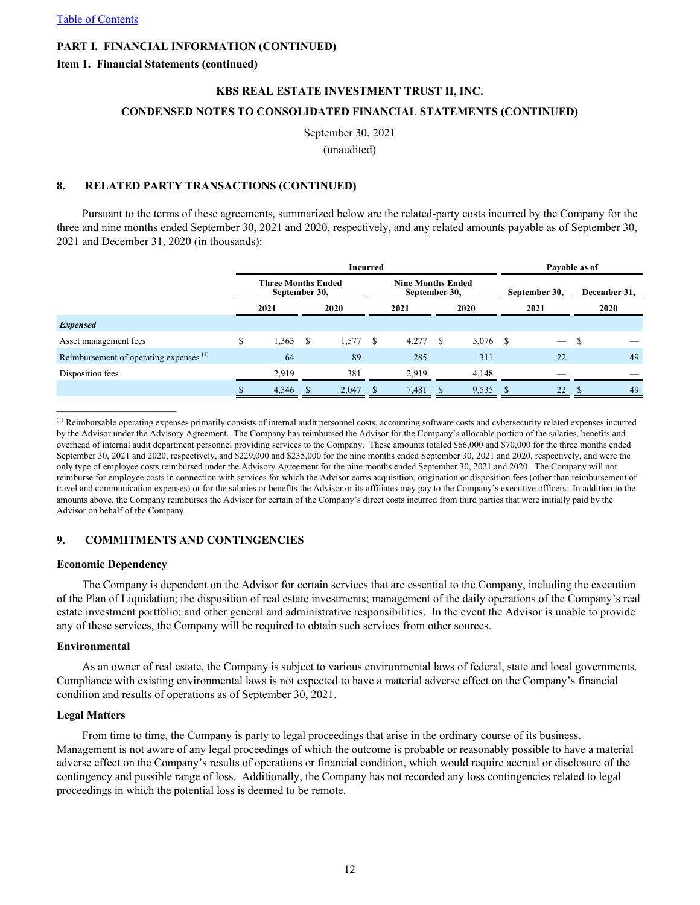**PART I. FINANCIAL INFORMATION (CONTINUED)**

**Item 1. Financial Statements (continued)**

**KBS REAL ESTATE INVESTMENT TRUST II, INC.**

**CONDENSED NOTES TO CONSOLIDATED FINANCIAL STATEMENTS (CONTINUED)**

September 30, 2021

(unaudited)

## 8. RELATED PARTY TRANSACTIONS (CONTINUED)

Pursuant to the terms of these agreements, summarized below are the related-party costs incurred by the Company for the three and nine months ended September 30, 2021 and 2020, respectively, and any related amounts payable as of September 30, 2021 and December 31, 2020 (in thousands):

| | Incurred | | | | Payable as of | |
|---|---|---|---|---|---|---|
| | Three Months Ended September 30, | | Nine Months Ended September 30, | | September 30, | December 31, |
| | 2021 | 2020 | 2021 | 2020 | 2021 | 2020 |
| ***Expensed*** | | | | | | |
| Asset management fees | $ 1,363 | $ 1,577 | $ 4,277 | $ 5,076 | $ — | $ — |
| Reimbursement of operating expenses [(1)] | 64 | 89 | 285 | 311 | 22 | 49 |
| Disposition fees | 2,919 | 381 | 2,919 | 4,148 | — | — |
| | $ 4,346 | $ 2,047 | $ 7,481 | $ 9,535 | $ 22 | $ 49 |

_____________________

[(1)] Reimbursable operating expenses primarily consists of internal audit personnel costs, accounting software costs and cybersecurity related expenses incurred by the Advisor under the Advisory Agreement. The Company has reimbursed the Advisor for the Company's allocable portion of the salaries, benefits and overhead of internal audit department personnel providing services to the Company. These amounts totaled $66,000 and $70,000 for the three months ended September 30, 2021 and 2020, respectively, and $229,000 and $235,000 for the nine months ended September 30, 2021 and 2020, respectively, and were the only type of employee costs reimbursed under the Advisory Agreement for the nine months ended September 30, 2021 and 2020. The Company will not reimburse for employee costs in connection with services for which the Advisor earns acquisition, origination or disposition fees (other than reimbursement of travel and communication expenses) or for the salaries or benefits the Advisor or its affiliates may pay to the Company's executive officers. In addition to the amounts above, the Company reimburses the Advisor for certain of the Company's direct costs incurred from third parties that were initially paid by the Advisor on behalf of the Company.

## 9. COMMITMENTS AND CONTINGENCIES

### Economic Dependency

The Company is dependent on the Advisor for certain services that are essential to the Company, including the execution of the Plan of Liquidation; the disposition of real estate investments; management of the daily operations of the Company's real estate investment portfolio; and other general and administrative responsibilities. In the event the Advisor is unable to provide any of these services, the Company will be required to obtain such services from other sources.

### Environmental

As an owner of real estate, the Company is subject to various environmental laws of federal, state and local governments. Compliance with existing environmental laws is not expected to have a material adverse effect on the Company's financial condition and results of operations as of September 30, 2021.

### Legal Matters

From time to time, the Company is party to legal proceedings that arise in the ordinary course of its business. Management is not aware of any legal proceedings of which the outcome is probable or reasonably possible to have a material adverse effect on the Company's results of operations or financial condition, which would require accrual or disclosure of the contingency and possible range of loss. Additionally, the Company has not recorded any loss contingencies related to legal proceedings in which the potential loss is deemed to be remote.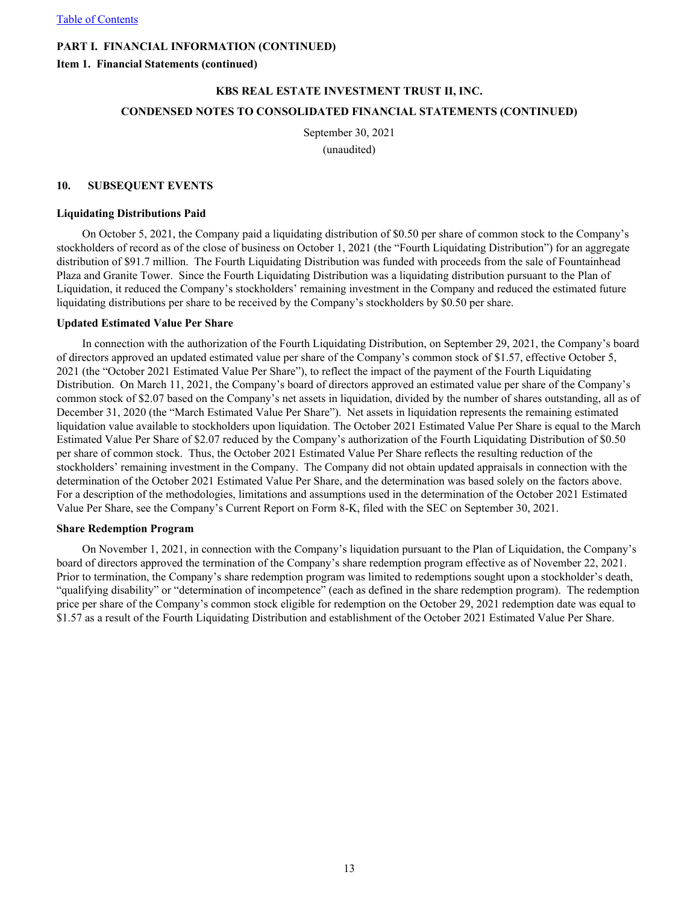**PART I. FINANCIAL INFORMATION (CONTINUED)**

**Item 1. Financial Statements (continued)**

**KBS REAL ESTATE INVESTMENT TRUST II, INC.**

**CONDENSED NOTES TO CONSOLIDATED FINANCIAL STATEMENTS (CONTINUED)**

September 30, 2021

(unaudited)

## 10. SUBSEQUENT EVENTS

### Liquidating Distributions Paid

On October 5, 2021, the Company paid a liquidating distribution of $0.50 per share of common stock to the Company's stockholders of record as of the close of business on October 1, 2021 (the "Fourth Liquidating Distribution") for an aggregate distribution of $91.7 million. The Fourth Liquidating Distribution was funded with proceeds from the sale of Fountainhead Plaza and Granite Tower. Since the Fourth Liquidating Distribution was a liquidating distribution pursuant to the Plan of Liquidation, it reduced the Company's stockholders' remaining investment in the Company and reduced the estimated future liquidating distributions per share to be received by the Company's stockholders by $0.50 per share.

### Updated Estimated Value Per Share

In connection with the authorization of the Fourth Liquidating Distribution, on September 29, 2021, the Company's board of directors approved an updated estimated value per share of the Company's common stock of $1.57, effective October 5, 2021 (the "October 2021 Estimated Value Per Share"), to reflect the impact of the payment of the Fourth Liquidating Distribution. On March 11, 2021, the Company's board of directors approved an estimated value per share of the Company's common stock of $2.07 based on the Company's net assets in liquidation, divided by the number of shares outstanding, all as of December 31, 2020 (the "March Estimated Value Per Share"). Net assets in liquidation represents the remaining estimated liquidation value available to stockholders upon liquidation. The October 2021 Estimated Value Per Share is equal to the March Estimated Value Per Share of $2.07 reduced by the Company's authorization of the Fourth Liquidating Distribution of $0.50 per share of common stock. Thus, the October 2021 Estimated Value Per Share reflects the resulting reduction of the stockholders' remaining investment in the Company. The Company did not obtain updated appraisals in connection with the determination of the October 2021 Estimated Value Per Share, and the determination was based solely on the factors above. For a description of the methodologies, limitations and assumptions used in the determination of the October 2021 Estimated Value Per Share, see the Company's Current Report on Form 8-K, filed with the SEC on September 30, 2021.

### Share Redemption Program

On November 1, 2021, in connection with the Company's liquidation pursuant to the Plan of Liquidation, the Company's board of directors approved the termination of the Company's share redemption program effective as of November 22, 2021. Prior to termination, the Company's share redemption program was limited to redemptions sought upon a stockholder's death, "qualifying disability" or "determination of incompetence" (each as defined in the share redemption program). The redemption price per share of the Company's common stock eligible for redemption on the October 29, 2021 redemption date was equal to $1.57 as a result of the Fourth Liquidating Distribution and establishment of the October 2021 Estimated Value Per Share.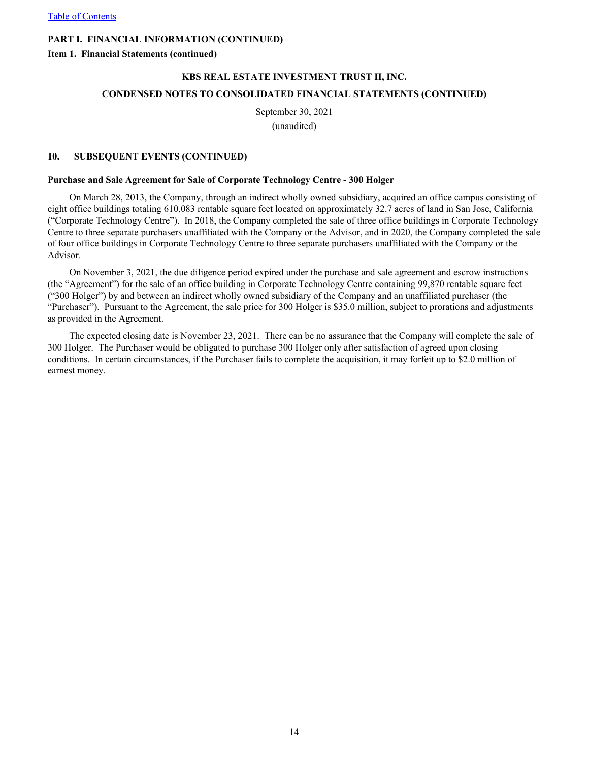**PART I. FINANCIAL INFORMATION (CONTINUED)**

**Item 1. Financial Statements (continued)**

**KBS REAL ESTATE INVESTMENT TRUST II, INC.**

**CONDENSED NOTES TO CONSOLIDATED FINANCIAL STATEMENTS (CONTINUED)**

September 30, 2021

(unaudited)

**10. SUBSEQUENT EVENTS (CONTINUED)**

**Purchase and Sale Agreement for Sale of Corporate Technology Centre - 300 Holger**

On March 28, 2013, the Company, through an indirect wholly owned subsidiary, acquired an office campus consisting of eight office buildings totaling 610,083 rentable square feet located on approximately 32.7 acres of land in San Jose, California ("Corporate Technology Centre"). In 2018, the Company completed the sale of three office buildings in Corporate Technology Centre to three separate purchasers unaffiliated with the Company or the Advisor, and in 2020, the Company completed the sale of four office buildings in Corporate Technology Centre to three separate purchasers unaffiliated with the Company or the Advisor.

On November 3, 2021, the due diligence period expired under the purchase and sale agreement and escrow instructions (the "Agreement") for the sale of an office building in Corporate Technology Centre containing 99,870 rentable square feet ("300 Holger") by and between an indirect wholly owned subsidiary of the Company and an unaffiliated purchaser (the "Purchaser"). Pursuant to the Agreement, the sale price for 300 Holger is $35.0 million, subject to prorations and adjustments as provided in the Agreement.

The expected closing date is November 23, 2021. There can be no assurance that the Company will complete the sale of 300 Holger. The Purchaser would be obligated to purchase 300 Holger only after satisfaction of agreed upon closing conditions. In certain circumstances, if the Purchaser fails to complete the acquisition, it may forfeit up to $2.0 million of earnest money.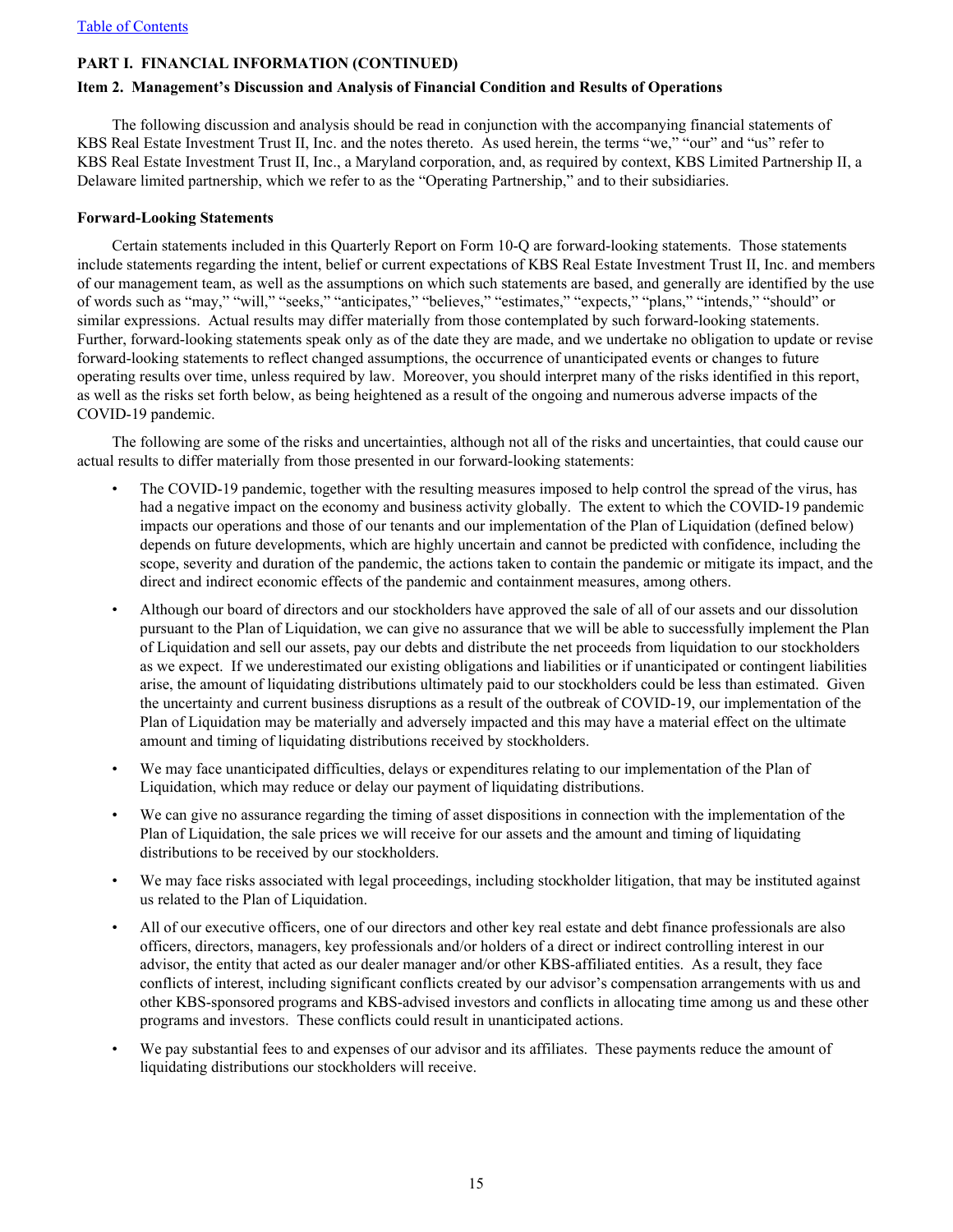Table of Contents

## PART I. FINANCIAL INFORMATION (CONTINUED)

### Item 2. Management's Discussion and Analysis of Financial Condition and Results of Operations

The following discussion and analysis should be read in conjunction with the accompanying financial statements of KBS Real Estate Investment Trust II, Inc. and the notes thereto. As used herein, the terms "we," "our" and "us" refer to KBS Real Estate Investment Trust II, Inc., a Maryland corporation, and, as required by context, KBS Limited Partnership II, a Delaware limited partnership, which we refer to as the "Operating Partnership," and to their subsidiaries.

**Forward-Looking Statements**

Certain statements included in this Quarterly Report on Form 10-Q are forward-looking statements. Those statements include statements regarding the intent, belief or current expectations of KBS Real Estate Investment Trust II, Inc. and members of our management team, as well as the assumptions on which such statements are based, and generally are identified by the use of words such as "may," "will," "seeks," "anticipates," "believes," "estimates," "expects," "plans," "intends," "should" or similar expressions. Actual results may differ materially from those contemplated by such forward-looking statements. Further, forward-looking statements speak only as of the date they are made, and we undertake no obligation to update or revise forward-looking statements to reflect changed assumptions, the occurrence of unanticipated events or changes to future operating results over time, unless required by law. Moreover, you should interpret many of the risks identified in this report, as well as the risks set forth below, as being heightened as a result of the ongoing and numerous adverse impacts of the COVID-19 pandemic.

The following are some of the risks and uncertainties, although not all of the risks and uncertainties, that could cause our actual results to differ materially from those presented in our forward-looking statements:

- The COVID-19 pandemic, together with the resulting measures imposed to help control the spread of the virus, has had a negative impact on the economy and business activity globally. The extent to which the COVID-19 pandemic impacts our operations and those of our tenants and our implementation of the Plan of Liquidation (defined below) depends on future developments, which are highly uncertain and cannot be predicted with confidence, including the scope, severity and duration of the pandemic, the actions taken to contain the pandemic or mitigate its impact, and the direct and indirect economic effects of the pandemic and containment measures, among others.
- Although our board of directors and our stockholders have approved the sale of all of our assets and our dissolution pursuant to the Plan of Liquidation, we can give no assurance that we will be able to successfully implement the Plan of Liquidation and sell our assets, pay our debts and distribute the net proceeds from liquidation to our stockholders as we expect. If we underestimated our existing obligations and liabilities or if unanticipated or contingent liabilities arise, the amount of liquidating distributions ultimately paid to our stockholders could be less than estimated. Given the uncertainty and current business disruptions as a result of the outbreak of COVID-19, our implementation of the Plan of Liquidation may be materially and adversely impacted and this may have a material effect on the ultimate amount and timing of liquidating distributions received by stockholders.
- We may face unanticipated difficulties, delays or expenditures relating to our implementation of the Plan of Liquidation, which may reduce or delay our payment of liquidating distributions.
- We can give no assurance regarding the timing of asset dispositions in connection with the implementation of the Plan of Liquidation, the sale prices we will receive for our assets and the amount and timing of liquidating distributions to be received by our stockholders.
- We may face risks associated with legal proceedings, including stockholder litigation, that may be instituted against us related to the Plan of Liquidation.
- All of our executive officers, one of our directors and other key real estate and debt finance professionals are also officers, directors, managers, key professionals and/or holders of a direct or indirect controlling interest in our advisor, the entity that acted as our dealer manager and/or other KBS-affiliated entities. As a result, they face conflicts of interest, including significant conflicts created by our advisor's compensation arrangements with us and other KBS-sponsored programs and KBS-advised investors and conflicts in allocating time among us and these other programs and investors. These conflicts could result in unanticipated actions.
- We pay substantial fees to and expenses of our advisor and its affiliates. These payments reduce the amount of liquidating distributions our stockholders will receive.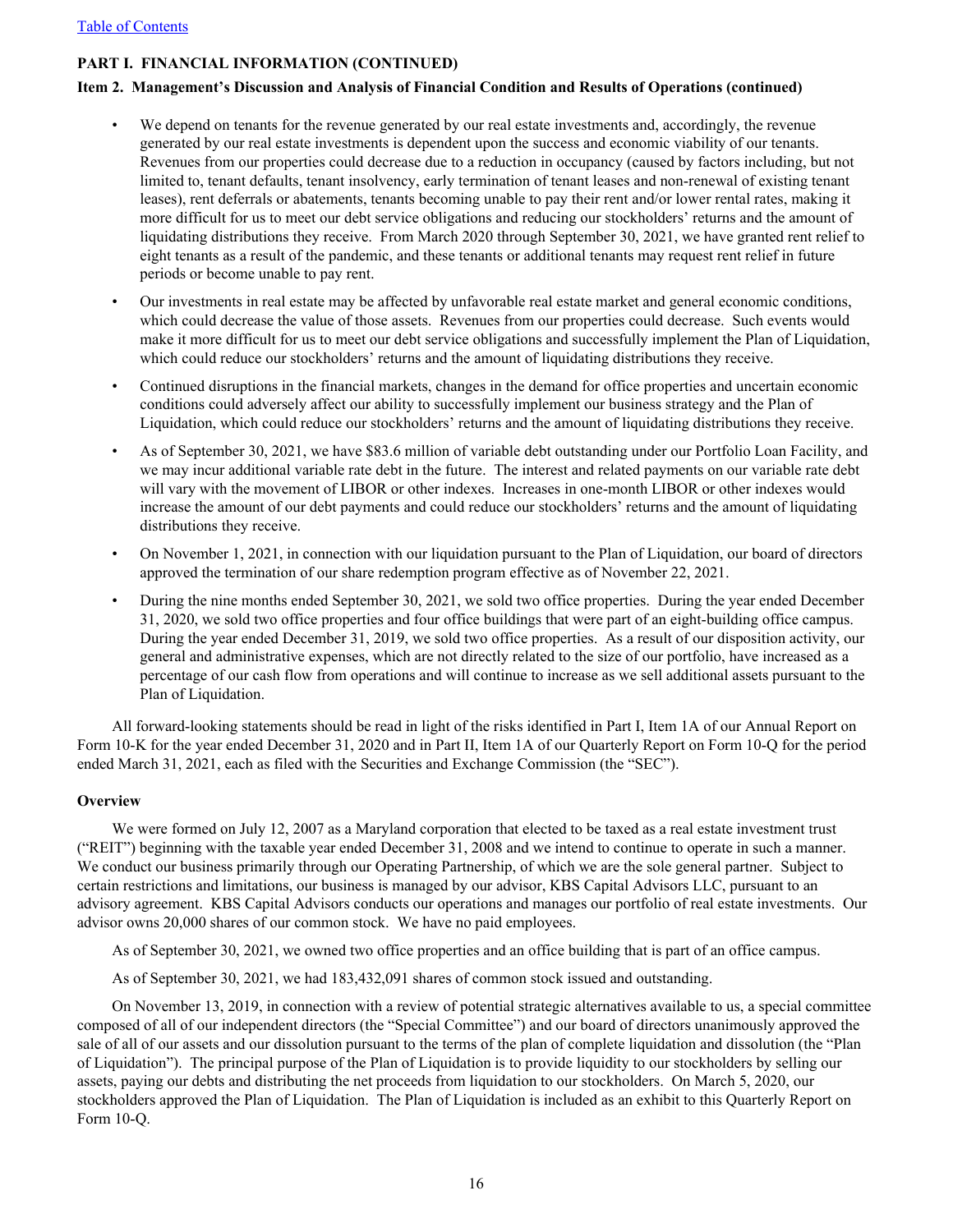**PART I. FINANCIAL INFORMATION (CONTINUED)**

**Item 2. Management's Discussion and Analysis of Financial Condition and Results of Operations (continued)**

- We depend on tenants for the revenue generated by our real estate investments and, accordingly, the revenue generated by our real estate investments is dependent upon the success and economic viability of our tenants. Revenues from our properties could decrease due to a reduction in occupancy (caused by factors including, but not limited to, tenant defaults, tenant insolvency, early termination of tenant leases and non-renewal of existing tenant leases), rent deferrals or abatements, tenants becoming unable to pay their rent and/or lower rental rates, making it more difficult for us to meet our debt service obligations and reducing our stockholders' returns and the amount of liquidating distributions they receive. From March 2020 through September 30, 2021, we have granted rent relief to eight tenants as a result of the pandemic, and these tenants or additional tenants may request rent relief in future periods or become unable to pay rent.
- Our investments in real estate may be affected by unfavorable real estate market and general economic conditions, which could decrease the value of those assets. Revenues from our properties could decrease. Such events would make it more difficult for us to meet our debt service obligations and successfully implement the Plan of Liquidation, which could reduce our stockholders' returns and the amount of liquidating distributions they receive.
- Continued disruptions in the financial markets, changes in the demand for office properties and uncertain economic conditions could adversely affect our ability to successfully implement our business strategy and the Plan of Liquidation, which could reduce our stockholders' returns and the amount of liquidating distributions they receive.
- As of September 30, 2021, we have $83.6 million of variable debt outstanding under our Portfolio Loan Facility, and we may incur additional variable rate debt in the future. The interest and related payments on our variable rate debt will vary with the movement of LIBOR or other indexes. Increases in one-month LIBOR or other indexes would increase the amount of our debt payments and could reduce our stockholders' returns and the amount of liquidating distributions they receive.
- On November 1, 2021, in connection with our liquidation pursuant to the Plan of Liquidation, our board of directors approved the termination of our share redemption program effective as of November 22, 2021.
- During the nine months ended September 30, 2021, we sold two office properties. During the year ended December 31, 2020, we sold two office properties and four office buildings that were part of an eight-building office campus. During the year ended December 31, 2019, we sold two office properties. As a result of our disposition activity, our general and administrative expenses, which are not directly related to the size of our portfolio, have increased as a percentage of our cash flow from operations and will continue to increase as we sell additional assets pursuant to the Plan of Liquidation.

All forward-looking statements should be read in light of the risks identified in Part I, Item 1A of our Annual Report on Form 10-K for the year ended December 31, 2020 and in Part II, Item 1A of our Quarterly Report on Form 10-Q for the period ended March 31, 2021, each as filed with the Securities and Exchange Commission (the "SEC").

**Overview**

We were formed on July 12, 2007 as a Maryland corporation that elected to be taxed as a real estate investment trust ("REIT") beginning with the taxable year ended December 31, 2008 and we intend to continue to operate in such a manner. We conduct our business primarily through our Operating Partnership, of which we are the sole general partner. Subject to certain restrictions and limitations, our business is managed by our advisor, KBS Capital Advisors LLC, pursuant to an advisory agreement. KBS Capital Advisors conducts our operations and manages our portfolio of real estate investments. Our advisor owns 20,000 shares of our common stock. We have no paid employees.

As of September 30, 2021, we owned two office properties and an office building that is part of an office campus.

As of September 30, 2021, we had 183,432,091 shares of common stock issued and outstanding.

On November 13, 2019, in connection with a review of potential strategic alternatives available to us, a special committee composed of all of our independent directors (the "Special Committee") and our board of directors unanimously approved the sale of all of our assets and our dissolution pursuant to the terms of the plan of complete liquidation and dissolution (the "Plan of Liquidation"). The principal purpose of the Plan of Liquidation is to provide liquidity to our stockholders by selling our assets, paying our debts and distributing the net proceeds from liquidation to our stockholders. On March 5, 2020, our stockholders approved the Plan of Liquidation. The Plan of Liquidation is included as an exhibit to this Quarterly Report on Form 10-Q.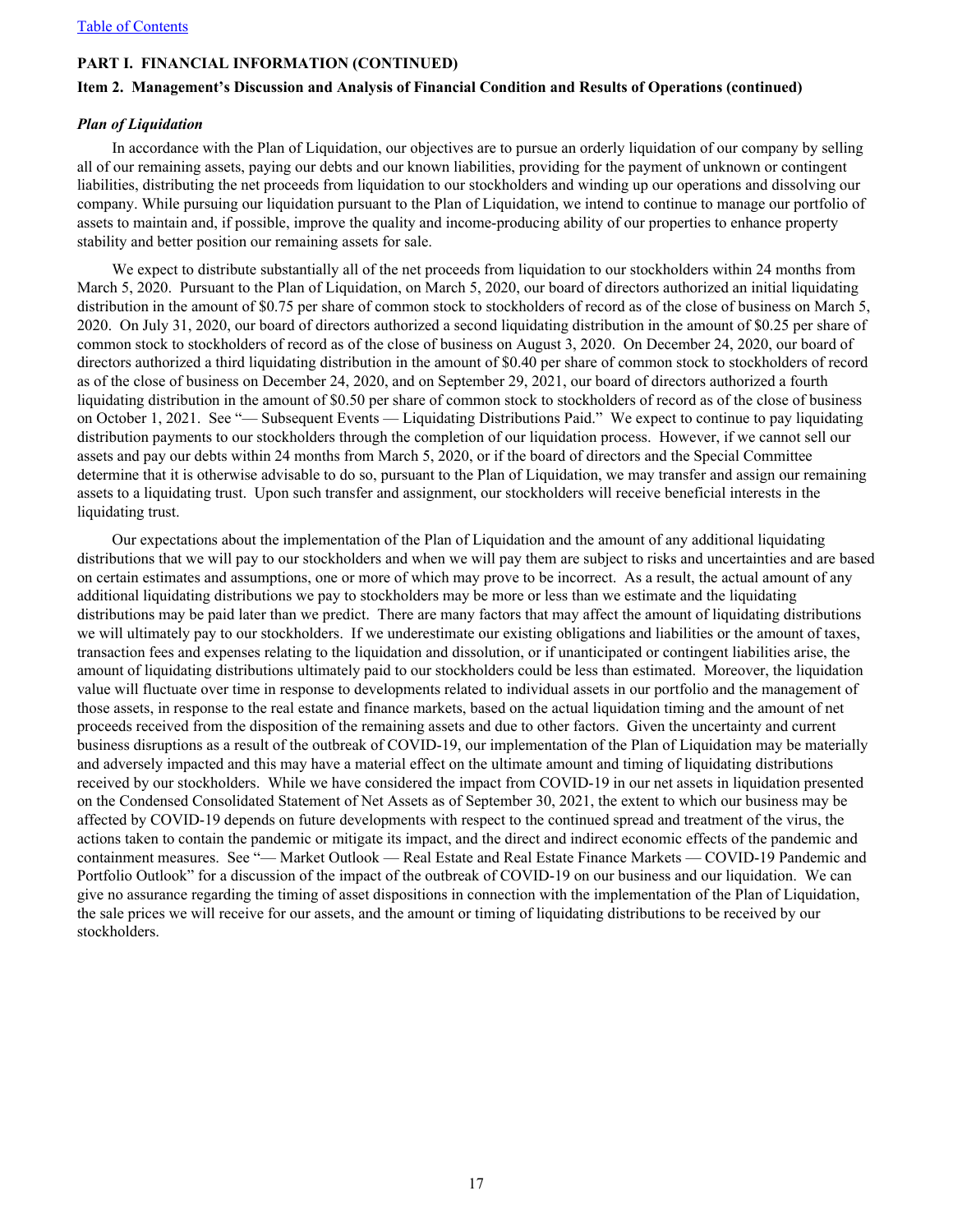**PART I. FINANCIAL INFORMATION (CONTINUED)**

**Item 2. Management's Discussion and Analysis of Financial Condition and Results of Operations (continued)**

***Plan of Liquidation***

In accordance with the Plan of Liquidation, our objectives are to pursue an orderly liquidation of our company by selling all of our remaining assets, paying our debts and our known liabilities, providing for the payment of unknown or contingent liabilities, distributing the net proceeds from liquidation to our stockholders and winding up our operations and dissolving our company. While pursuing our liquidation pursuant to the Plan of Liquidation, we intend to continue to manage our portfolio of assets to maintain and, if possible, improve the quality and income-producing ability of our properties to enhance property stability and better position our remaining assets for sale.

We expect to distribute substantially all of the net proceeds from liquidation to our stockholders within 24 months from March 5, 2020. Pursuant to the Plan of Liquidation, on March 5, 2020, our board of directors authorized an initial liquidating distribution in the amount of $0.75 per share of common stock to stockholders of record as of the close of business on March 5, 2020. On July 31, 2020, our board of directors authorized a second liquidating distribution in the amount of $0.25 per share of common stock to stockholders of record as of the close of business on August 3, 2020. On December 24, 2020, our board of directors authorized a third liquidating distribution in the amount of $0.40 per share of common stock to stockholders of record as of the close of business on December 24, 2020, and on September 29, 2021, our board of directors authorized a fourth liquidating distribution in the amount of $0.50 per share of common stock to stockholders of record as of the close of business on October 1, 2021. See "— Subsequent Events — Liquidating Distributions Paid." We expect to continue to pay liquidating distribution payments to our stockholders through the completion of our liquidation process. However, if we cannot sell our assets and pay our debts within 24 months from March 5, 2020, or if the board of directors and the Special Committee determine that it is otherwise advisable to do so, pursuant to the Plan of Liquidation, we may transfer and assign our remaining assets to a liquidating trust. Upon such transfer and assignment, our stockholders will receive beneficial interests in the liquidating trust.

Our expectations about the implementation of the Plan of Liquidation and the amount of any additional liquidating distributions that we will pay to our stockholders and when we will pay them are subject to risks and uncertainties and are based on certain estimates and assumptions, one or more of which may prove to be incorrect. As a result, the actual amount of any additional liquidating distributions we pay to stockholders may be more or less than we estimate and the liquidating distributions may be paid later than we predict. There are many factors that may affect the amount of liquidating distributions we will ultimately pay to our stockholders. If we underestimate our existing obligations and liabilities or the amount of taxes, transaction fees and expenses relating to the liquidation and dissolution, or if unanticipated or contingent liabilities arise, the amount of liquidating distributions ultimately paid to our stockholders could be less than estimated. Moreover, the liquidation value will fluctuate over time in response to developments related to individual assets in our portfolio and the management of those assets, in response to the real estate and finance markets, based on the actual liquidation timing and the amount of net proceeds received from the disposition of the remaining assets and due to other factors. Given the uncertainty and current business disruptions as a result of the outbreak of COVID-19, our implementation of the Plan of Liquidation may be materially and adversely impacted and this may have a material effect on the ultimate amount and timing of liquidating distributions received by our stockholders. While we have considered the impact from COVID-19 in our net assets in liquidation presented on the Condensed Consolidated Statement of Net Assets as of September 30, 2021, the extent to which our business may be affected by COVID-19 depends on future developments with respect to the continued spread and treatment of the virus, the actions taken to contain the pandemic or mitigate its impact, and the direct and indirect economic effects of the pandemic and containment measures. See "— Market Outlook — Real Estate and Real Estate Finance Markets — COVID-19 Pandemic and Portfolio Outlook" for a discussion of the impact of the outbreak of COVID-19 on our business and our liquidation. We can give no assurance regarding the timing of asset dispositions in connection with the implementation of the Plan of Liquidation, the sale prices we will receive for our assets, and the amount or timing of liquidating distributions to be received by our stockholders.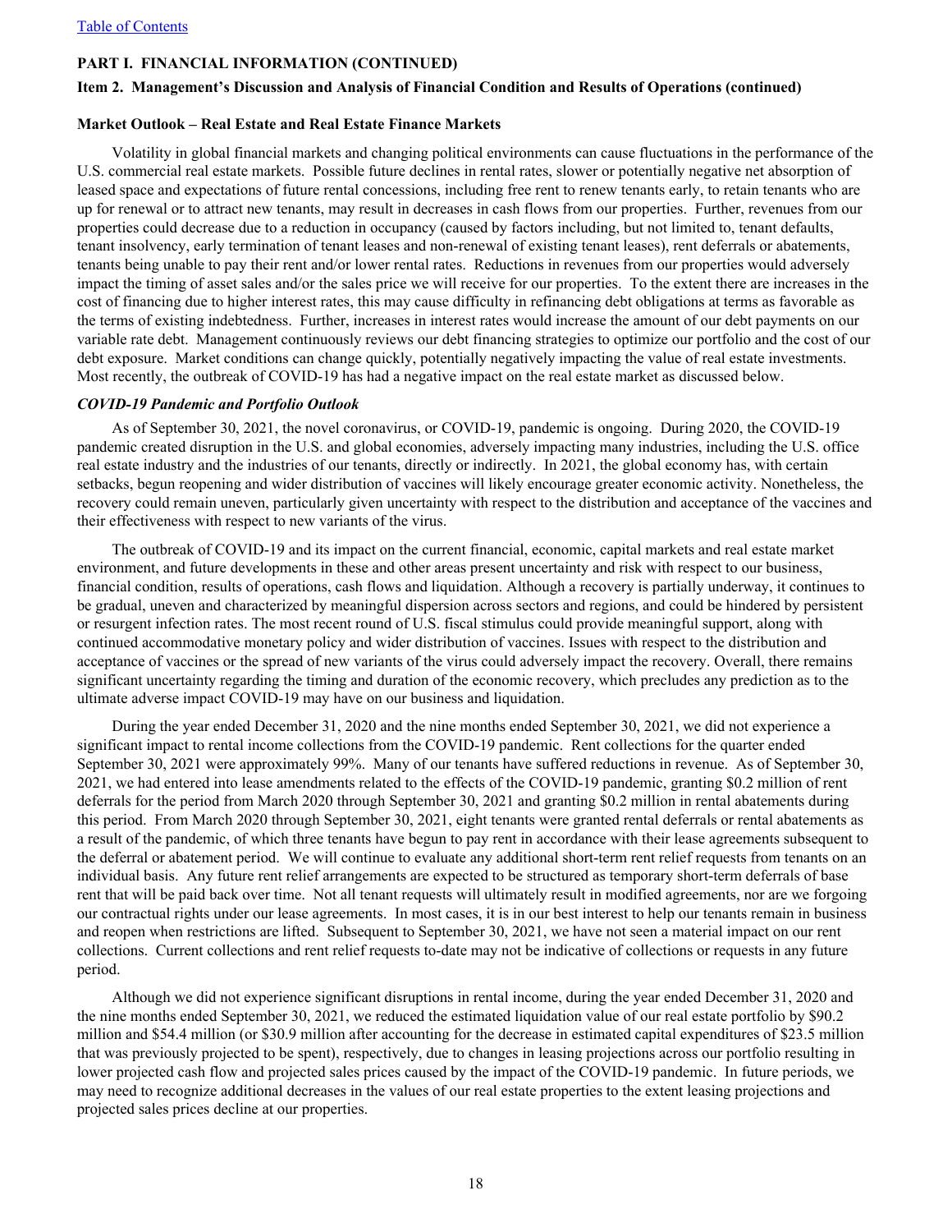## PART I. FINANCIAL INFORMATION (CONTINUED)

### Item 2. Management's Discussion and Analysis of Financial Condition and Results of Operations (continued)

**Market Outlook – Real Estate and Real Estate Finance Markets**

Volatility in global financial markets and changing political environments can cause fluctuations in the performance of the U.S. commercial real estate markets. Possible future declines in rental rates, slower or potentially negative net absorption of leased space and expectations of future rental concessions, including free rent to renew tenants early, to retain tenants who are up for renewal or to attract new tenants, may result in decreases in cash flows from our properties. Further, revenues from our properties could decrease due to a reduction in occupancy (caused by factors including, but not limited to, tenant defaults, tenant insolvency, early termination of tenant leases and non-renewal of existing tenant leases), rent deferrals or abatements, tenants being unable to pay their rent and/or lower rental rates. Reductions in revenues from our properties would adversely impact the timing of asset sales and/or the sales price we will receive for our properties. To the extent there are increases in the cost of financing due to higher interest rates, this may cause difficulty in refinancing debt obligations at terms as favorable as the terms of existing indebtedness. Further, increases in interest rates would increase the amount of our debt payments on our variable rate debt. Management continuously reviews our debt financing strategies to optimize our portfolio and the cost of our debt exposure. Market conditions can change quickly, potentially negatively impacting the value of real estate investments. Most recently, the outbreak of COVID-19 has had a negative impact on the real estate market as discussed below.

***COVID-19 Pandemic and Portfolio Outlook***

As of September 30, 2021, the novel coronavirus, or COVID-19, pandemic is ongoing. During 2020, the COVID-19 pandemic created disruption in the U.S. and global economies, adversely impacting many industries, including the U.S. office real estate industry and the industries of our tenants, directly or indirectly. In 2021, the global economy has, with certain setbacks, begun reopening and wider distribution of vaccines will likely encourage greater economic activity. Nonetheless, the recovery could remain uneven, particularly given uncertainty with respect to the distribution and acceptance of the vaccines and their effectiveness with respect to new variants of the virus.

The outbreak of COVID-19 and its impact on the current financial, economic, capital markets and real estate market environment, and future developments in these and other areas present uncertainty and risk with respect to our business, financial condition, results of operations, cash flows and liquidation. Although a recovery is partially underway, it continues to be gradual, uneven and characterized by meaningful dispersion across sectors and regions, and could be hindered by persistent or resurgent infection rates. The most recent round of U.S. fiscal stimulus could provide meaningful support, along with continued accommodative monetary policy and wider distribution of vaccines. Issues with respect to the distribution and acceptance of vaccines or the spread of new variants of the virus could adversely impact the recovery. Overall, there remains significant uncertainty regarding the timing and duration of the economic recovery, which precludes any prediction as to the ultimate adverse impact COVID-19 may have on our business and liquidation.

During the year ended December 31, 2020 and the nine months ended September 30, 2021, we did not experience a significant impact to rental income collections from the COVID-19 pandemic. Rent collections for the quarter ended September 30, 2021 were approximately 99%. Many of our tenants have suffered reductions in revenue. As of September 30, 2021, we had entered into lease amendments related to the effects of the COVID-19 pandemic, granting $0.2 million of rent deferrals for the period from March 2020 through September 30, 2021 and granting $0.2 million in rental abatements during this period. From March 2020 through September 30, 2021, eight tenants were granted rental deferrals or rental abatements as a result of the pandemic, of which three tenants have begun to pay rent in accordance with their lease agreements subsequent to the deferral or abatement period. We will continue to evaluate any additional short-term rent relief requests from tenants on an individual basis. Any future rent relief arrangements are expected to be structured as temporary short-term deferrals of base rent that will be paid back over time. Not all tenant requests will ultimately result in modified agreements, nor are we forgoing our contractual rights under our lease agreements. In most cases, it is in our best interest to help our tenants remain in business and reopen when restrictions are lifted. Subsequent to September 30, 2021, we have not seen a material impact on our rent collections. Current collections and rent relief requests to-date may not be indicative of collections or requests in any future period.

Although we did not experience significant disruptions in rental income, during the year ended December 31, 2020 and the nine months ended September 30, 2021, we reduced the estimated liquidation value of our real estate portfolio by $90.2 million and $54.4 million (or $30.9 million after accounting for the decrease in estimated capital expenditures of $23.5 million that was previously projected to be spent), respectively, due to changes in leasing projections across our portfolio resulting in lower projected cash flow and projected sales prices caused by the impact of the COVID-19 pandemic. In future periods, we may need to recognize additional decreases in the values of our real estate properties to the extent leasing projections and projected sales prices decline at our properties.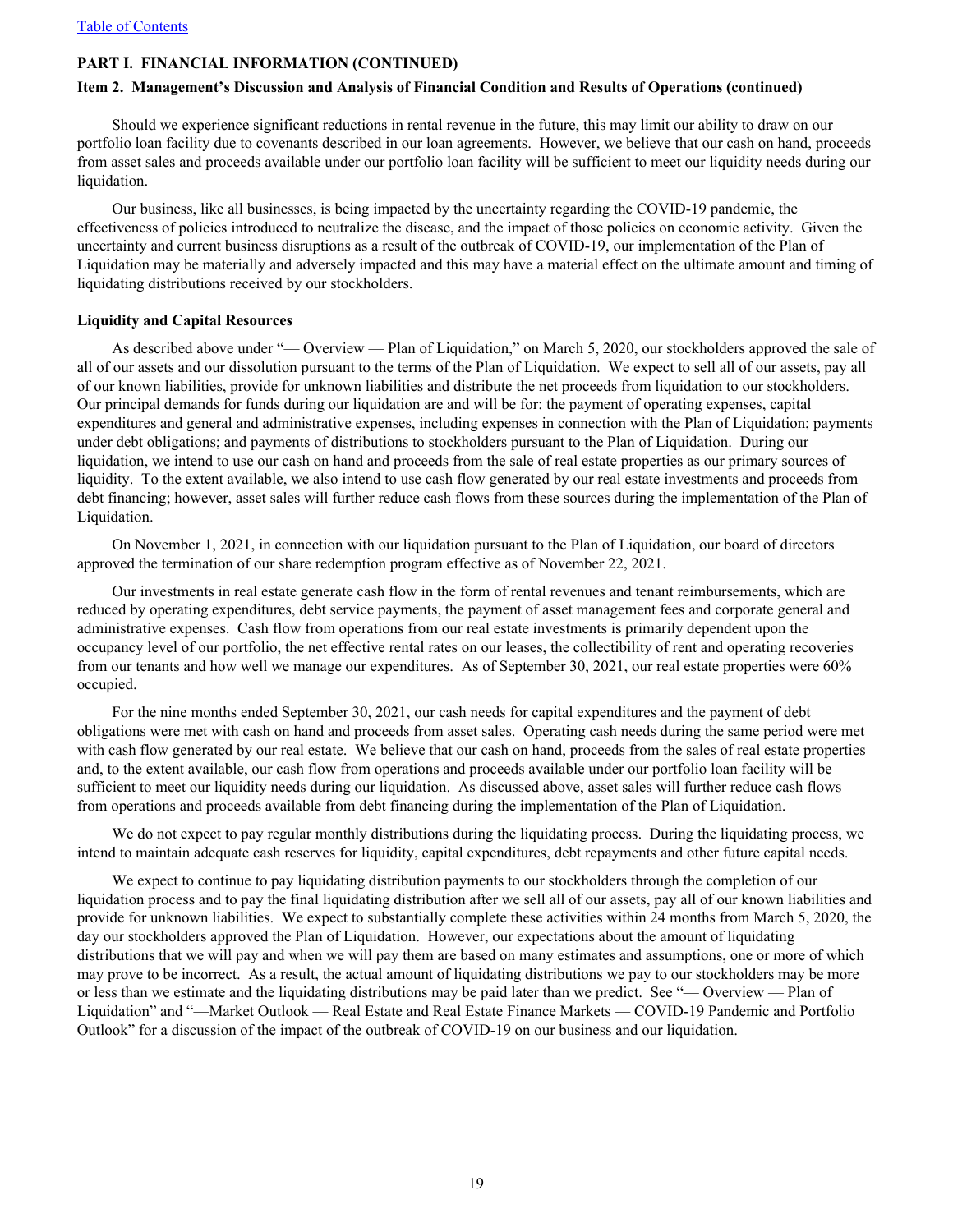**PART I. FINANCIAL INFORMATION (CONTINUED)**

**Item 2. Management's Discussion and Analysis of Financial Condition and Results of Operations (continued)**

Should we experience significant reductions in rental revenue in the future, this may limit our ability to draw on our portfolio loan facility due to covenants described in our loan agreements. However, we believe that our cash on hand, proceeds from asset sales and proceeds available under our portfolio loan facility will be sufficient to meet our liquidity needs during our liquidation.

Our business, like all businesses, is being impacted by the uncertainty regarding the COVID-19 pandemic, the effectiveness of policies introduced to neutralize the disease, and the impact of those policies on economic activity. Given the uncertainty and current business disruptions as a result of the outbreak of COVID-19, our implementation of the Plan of Liquidation may be materially and adversely impacted and this may have a material effect on the ultimate amount and timing of liquidating distributions received by our stockholders.

**Liquidity and Capital Resources**

As described above under "— Overview — Plan of Liquidation," on March 5, 2020, our stockholders approved the sale of all of our assets and our dissolution pursuant to the terms of the Plan of Liquidation. We expect to sell all of our assets, pay all of our known liabilities, provide for unknown liabilities and distribute the net proceeds from liquidation to our stockholders. Our principal demands for funds during our liquidation are and will be for: the payment of operating expenses, capital expenditures and general and administrative expenses, including expenses in connection with the Plan of Liquidation; payments under debt obligations; and payments of distributions to stockholders pursuant to the Plan of Liquidation. During our liquidation, we intend to use our cash on hand and proceeds from the sale of real estate properties as our primary sources of liquidity. To the extent available, we also intend to use cash flow generated by our real estate investments and proceeds from debt financing; however, asset sales will further reduce cash flows from these sources during the implementation of the Plan of Liquidation.

On November 1, 2021, in connection with our liquidation pursuant to the Plan of Liquidation, our board of directors approved the termination of our share redemption program effective as of November 22, 2021.

Our investments in real estate generate cash flow in the form of rental revenues and tenant reimbursements, which are reduced by operating expenditures, debt service payments, the payment of asset management fees and corporate general and administrative expenses. Cash flow from operations from our real estate investments is primarily dependent upon the occupancy level of our portfolio, the net effective rental rates on our leases, the collectibility of rent and operating recoveries from our tenants and how well we manage our expenditures. As of September 30, 2021, our real estate properties were 60% occupied.

For the nine months ended September 30, 2021, our cash needs for capital expenditures and the payment of debt obligations were met with cash on hand and proceeds from asset sales. Operating cash needs during the same period were met with cash flow generated by our real estate. We believe that our cash on hand, proceeds from the sales of real estate properties and, to the extent available, our cash flow from operations and proceeds available under our portfolio loan facility will be sufficient to meet our liquidity needs during our liquidation. As discussed above, asset sales will further reduce cash flows from operations and proceeds available from debt financing during the implementation of the Plan of Liquidation.

We do not expect to pay regular monthly distributions during the liquidating process. During the liquidating process, we intend to maintain adequate cash reserves for liquidity, capital expenditures, debt repayments and other future capital needs.

We expect to continue to pay liquidating distribution payments to our stockholders through the completion of our liquidation process and to pay the final liquidating distribution after we sell all of our assets, pay all of our known liabilities and provide for unknown liabilities. We expect to substantially complete these activities within 24 months from March 5, 2020, the day our stockholders approved the Plan of Liquidation. However, our expectations about the amount of liquidating distributions that we will pay and when we will pay them are based on many estimates and assumptions, one or more of which may prove to be incorrect. As a result, the actual amount of liquidating distributions we pay to our stockholders may be more or less than we estimate and the liquidating distributions may be paid later than we predict. See "— Overview — Plan of Liquidation" and "—Market Outlook — Real Estate and Real Estate Finance Markets — COVID-19 Pandemic and Portfolio Outlook" for a discussion of the impact of the outbreak of COVID-19 on our business and our liquidation.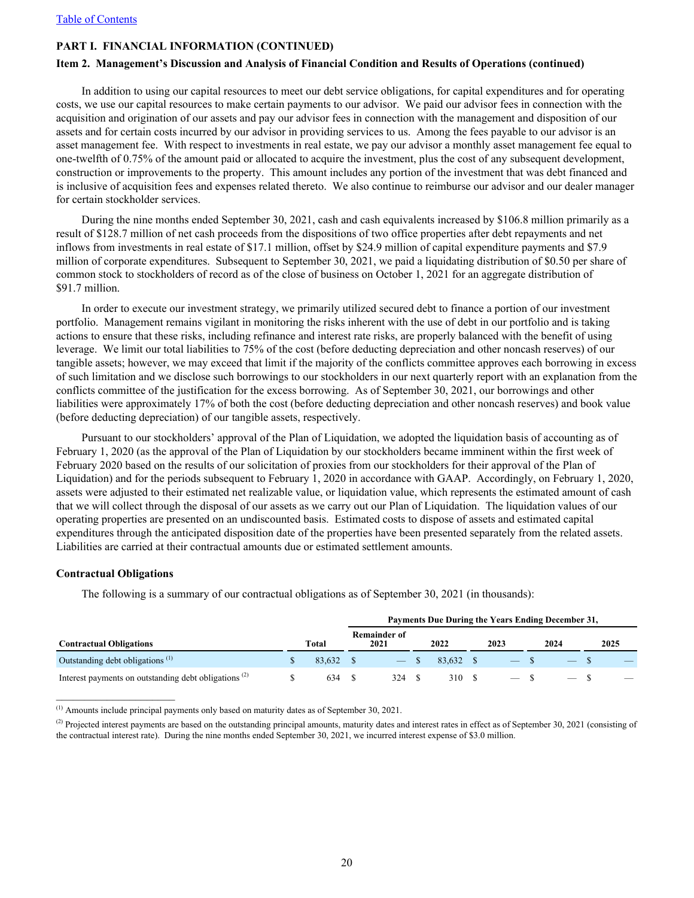[Table of Contents](#)

**PART I. FINANCIAL INFORMATION (CONTINUED)**

**Item 2. Management's Discussion and Analysis of Financial Condition and Results of Operations (continued)**

In addition to using our capital resources to meet our debt service obligations, for capital expenditures and for operating costs, we use our capital resources to make certain payments to our advisor. We paid our advisor fees in connection with the acquisition and origination of our assets and pay our advisor fees in connection with the management and disposition of our assets and for certain costs incurred by our advisor in providing services to us. Among the fees payable to our advisor is an asset management fee. With respect to investments in real estate, we pay our advisor a monthly asset management fee equal to one-twelfth of 0.75% of the amount paid or allocated to acquire the investment, plus the cost of any subsequent development, construction or improvements to the property. This amount includes any portion of the investment that was debt financed and is inclusive of acquisition fees and expenses related thereto. We also continue to reimburse our advisor and our dealer manager for certain stockholder services.

During the nine months ended September 30, 2021, cash and cash equivalents increased by $106.8 million primarily as a result of $128.7 million of net cash proceeds from the dispositions of two office properties after debt repayments and net inflows from investments in real estate of $17.1 million, offset by $24.9 million of capital expenditure payments and $7.9 million of corporate expenditures. Subsequent to September 30, 2021, we paid a liquidating distribution of $0.50 per share of common stock to stockholders of record as of the close of business on October 1, 2021 for an aggregate distribution of $91.7 million.

In order to execute our investment strategy, we primarily utilized secured debt to finance a portion of our investment portfolio. Management remains vigilant in monitoring the risks inherent with the use of debt in our portfolio and is taking actions to ensure that these risks, including refinance and interest rate risks, are properly balanced with the benefit of using leverage. We limit our total liabilities to 75% of the cost (before deducting depreciation and other noncash reserves) of our tangible assets; however, we may exceed that limit if the majority of the conflicts committee approves each borrowing in excess of such limitation and we disclose such borrowings to our stockholders in our next quarterly report with an explanation from the conflicts committee of the justification for the excess borrowing. As of September 30, 2021, our borrowings and other liabilities were approximately 17% of both the cost (before deducting depreciation and other noncash reserves) and book value (before deducting depreciation) of our tangible assets, respectively.

Pursuant to our stockholders' approval of the Plan of Liquidation, we adopted the liquidation basis of accounting as of February 1, 2020 (as the approval of the Plan of Liquidation by our stockholders became imminent within the first week of February 2020 based on the results of our solicitation of proxies from our stockholders for their approval of the Plan of Liquidation) and for the periods subsequent to February 1, 2020 in accordance with GAAP. Accordingly, on February 1, 2020, assets were adjusted to their estimated net realizable value, or liquidation value, which represents the estimated amount of cash that we will collect through the disposal of our assets as we carry out our Plan of Liquidation. The liquidation values of our operating properties are presented on an undiscounted basis. Estimated costs to dispose of assets and estimated capital expenditures through the anticipated disposition date of the properties have been presented separately from the related assets. Liabilities are carried at their contractual amounts due or estimated settlement amounts.

### Contractual Obligations

The following is a summary of our contractual obligations as of September 30, 2021 (in thousands):

| | | Payments Due During the Years Ending December 31, | | | | |
|---|---|---|---|---|---|---|
| **Contractual Obligations** | **Total** | **Remainder of 2021** | **2022** | **2023** | **2024** | **2025** |
| Outstanding debt obligations [1] | $ 83,632 | $ — | $ 83,632 | $ — | $ — | $ — |
| Interest payments on outstanding debt obligations [2] | $ 634 | $ 324 | $ 310 | $ — | $ — | $ — |

[1] Amounts include principal payments only based on maturity dates as of September 30, 2021.

[2] Projected interest payments are based on the outstanding principal amounts, maturity dates and interest rates in effect as of September 30, 2021 (consisting of the contractual interest rate). During the nine months ended September 30, 2021, we incurred interest expense of $3.0 million.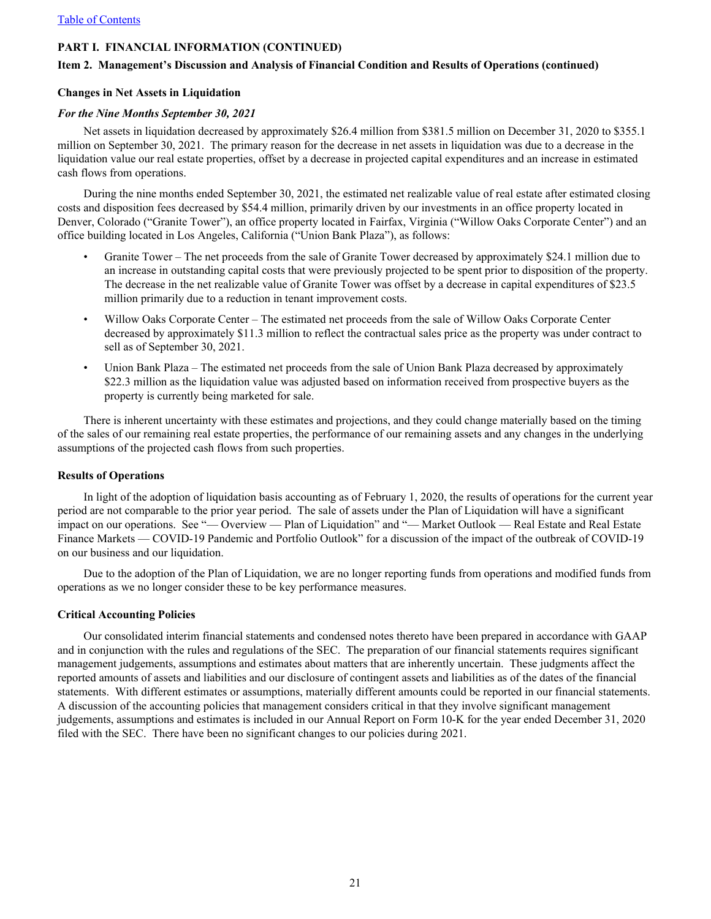[Table of Contents](#)

**PART I. FINANCIAL INFORMATION (CONTINUED)**

**Item 2. Management's Discussion and Analysis of Financial Condition and Results of Operations (continued)**

**Changes in Net Assets in Liquidation**

***For the Nine Months September 30, 2021***

Net assets in liquidation decreased by approximately $26.4 million from $381.5 million on December 31, 2020 to $355.1 million on September 30, 2021. The primary reason for the decrease in net assets in liquidation was due to a decrease in the liquidation value our real estate properties, offset by a decrease in projected capital expenditures and an increase in estimated cash flows from operations.

During the nine months ended September 30, 2021, the estimated net realizable value of real estate after estimated closing costs and disposition fees decreased by $54.4 million, primarily driven by our investments in an office property located in Denver, Colorado ("Granite Tower"), an office property located in Fairfax, Virginia ("Willow Oaks Corporate Center") and an office building located in Los Angeles, California ("Union Bank Plaza"), as follows:

- Granite Tower – The net proceeds from the sale of Granite Tower decreased by approximately $24.1 million due to an increase in outstanding capital costs that were previously projected to be spent prior to disposition of the property. The decrease in the net realizable value of Granite Tower was offset by a decrease in capital expenditures of $23.5 million primarily due to a reduction in tenant improvement costs.
- Willow Oaks Corporate Center – The estimated net proceeds from the sale of Willow Oaks Corporate Center decreased by approximately $11.3 million to reflect the contractual sales price as the property was under contract to sell as of September 30, 2021.
- Union Bank Plaza – The estimated net proceeds from the sale of Union Bank Plaza decreased by approximately $22.3 million as the liquidation value was adjusted based on information received from prospective buyers as the property is currently being marketed for sale.

There is inherent uncertainty with these estimates and projections, and they could change materially based on the timing of the sales of our remaining real estate properties, the performance of our remaining assets and any changes in the underlying assumptions of the projected cash flows from such properties.

**Results of Operations**

In light of the adoption of liquidation basis accounting as of February 1, 2020, the results of operations for the current year period are not comparable to the prior year period. The sale of assets under the Plan of Liquidation will have a significant impact on our operations. See "— Overview — Plan of Liquidation" and "— Market Outlook — Real Estate and Real Estate Finance Markets — COVID-19 Pandemic and Portfolio Outlook" for a discussion of the impact of the outbreak of COVID-19 on our business and our liquidation.

Due to the adoption of the Plan of Liquidation, we are no longer reporting funds from operations and modified funds from operations as we no longer consider these to be key performance measures.

**Critical Accounting Policies**

Our consolidated interim financial statements and condensed notes thereto have been prepared in accordance with GAAP and in conjunction with the rules and regulations of the SEC. The preparation of our financial statements requires significant management judgements, assumptions and estimates about matters that are inherently uncertain. These judgments affect the reported amounts of assets and liabilities and our disclosure of contingent assets and liabilities as of the dates of the financial statements. With different estimates or assumptions, materially different amounts could be reported in our financial statements. A discussion of the accounting policies that management considers critical in that they involve significant management judgements, assumptions and estimates is included in our Annual Report on Form 10-K for the year ended December 31, 2020 filed with the SEC. There have been no significant changes to our policies during 2021.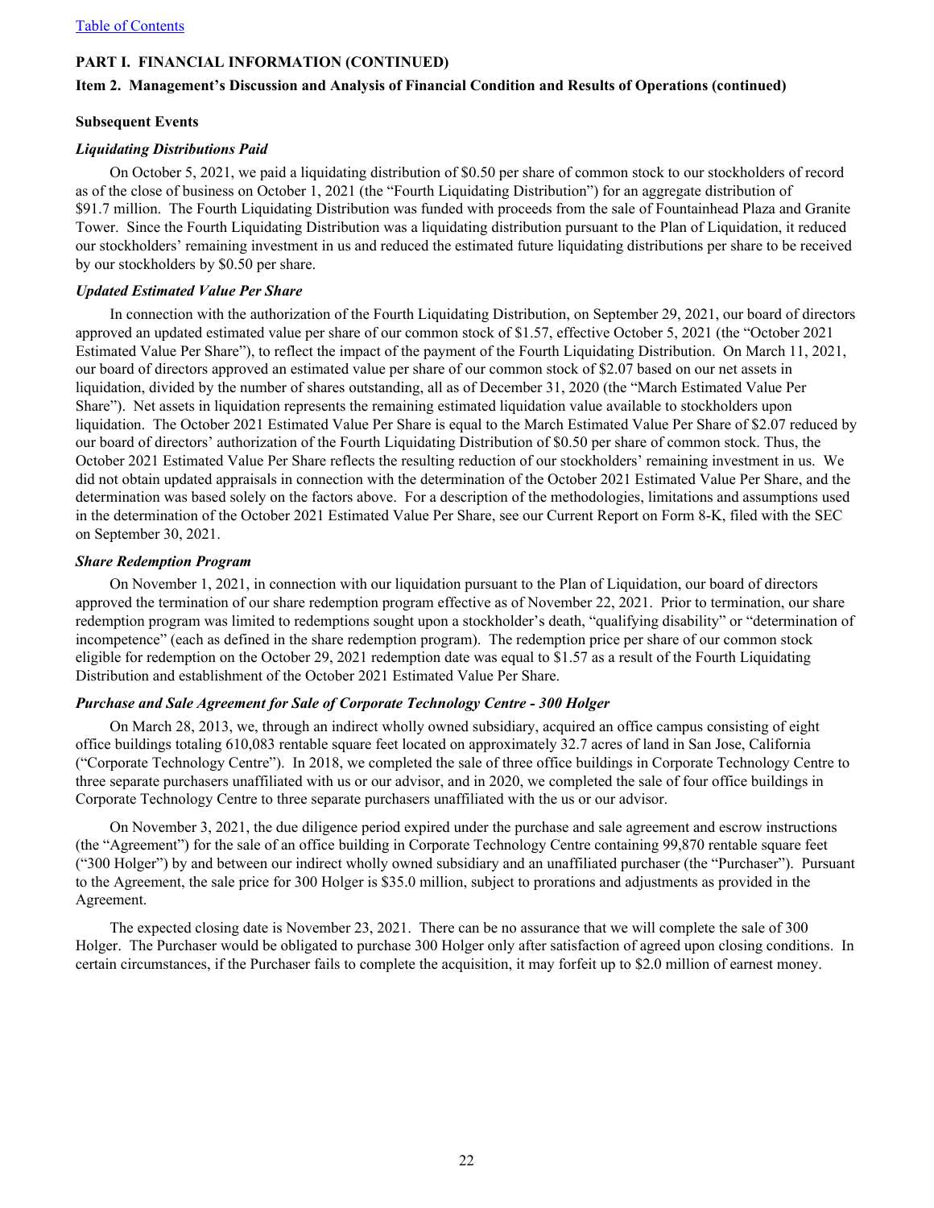**PART I. FINANCIAL INFORMATION (CONTINUED)**

**Item 2. Management's Discussion and Analysis of Financial Condition and Results of Operations (continued)**

**Subsequent Events**

***Liquidating Distributions Paid***

On October 5, 2021, we paid a liquidating distribution of $0.50 per share of common stock to our stockholders of record as of the close of business on October 1, 2021 (the "Fourth Liquidating Distribution") for an aggregate distribution of $91.7 million. The Fourth Liquidating Distribution was funded with proceeds from the sale of Fountainhead Plaza and Granite Tower. Since the Fourth Liquidating Distribution was a liquidating distribution pursuant to the Plan of Liquidation, it reduced our stockholders' remaining investment in us and reduced the estimated future liquidating distributions per share to be received by our stockholders by $0.50 per share.

***Updated Estimated Value Per Share***

In connection with the authorization of the Fourth Liquidating Distribution, on September 29, 2021, our board of directors approved an updated estimated value per share of our common stock of $1.57, effective October 5, 2021 (the "October 2021 Estimated Value Per Share"), to reflect the impact of the payment of the Fourth Liquidating Distribution. On March 11, 2021, our board of directors approved an estimated value per share of our common stock of $2.07 based on our net assets in liquidation, divided by the number of shares outstanding, all as of December 31, 2020 (the "March Estimated Value Per Share"). Net assets in liquidation represents the remaining estimated liquidation value available to stockholders upon liquidation. The October 2021 Estimated Value Per Share is equal to the March Estimated Value Per Share of $2.07 reduced by our board of directors' authorization of the Fourth Liquidating Distribution of $0.50 per share of common stock. Thus, the October 2021 Estimated Value Per Share reflects the resulting reduction of our stockholders' remaining investment in us. We did not obtain updated appraisals in connection with the determination of the October 2021 Estimated Value Per Share, and the determination was based solely on the factors above. For a description of the methodologies, limitations and assumptions used in the determination of the October 2021 Estimated Value Per Share, see our Current Report on Form 8-K, filed with the SEC on September 30, 2021.

***Share Redemption Program***

On November 1, 2021, in connection with our liquidation pursuant to the Plan of Liquidation, our board of directors approved the termination of our share redemption program effective as of November 22, 2021. Prior to termination, our share redemption program was limited to redemptions sought upon a stockholder's death, "qualifying disability" or "determination of incompetence" (each as defined in the share redemption program). The redemption price per share of our common stock eligible for redemption on the October 29, 2021 redemption date was equal to $1.57 as a result of the Fourth Liquidating Distribution and establishment of the October 2021 Estimated Value Per Share.

***Purchase and Sale Agreement for Sale of Corporate Technology Centre - 300 Holger***

On March 28, 2013, we, through an indirect wholly owned subsidiary, acquired an office campus consisting of eight office buildings totaling 610,083 rentable square feet located on approximately 32.7 acres of land in San Jose, California ("Corporate Technology Centre"). In 2018, we completed the sale of three office buildings in Corporate Technology Centre to three separate purchasers unaffiliated with us or our advisor, and in 2020, we completed the sale of four office buildings in Corporate Technology Centre to three separate purchasers unaffiliated with the us or our advisor.

On November 3, 2021, the due diligence period expired under the purchase and sale agreement and escrow instructions (the "Agreement") for the sale of an office building in Corporate Technology Centre containing 99,870 rentable square feet ("300 Holger") by and between our indirect wholly owned subsidiary and an unaffiliated purchaser (the "Purchaser"). Pursuant to the Agreement, the sale price for 300 Holger is $35.0 million, subject to prorations and adjustments as provided in the Agreement.

The expected closing date is November 23, 2021. There can be no assurance that we will complete the sale of 300 Holger. The Purchaser would be obligated to purchase 300 Holger only after satisfaction of agreed upon closing conditions. In certain circumstances, if the Purchaser fails to complete the acquisition, it may forfeit up to $2.0 million of earnest money.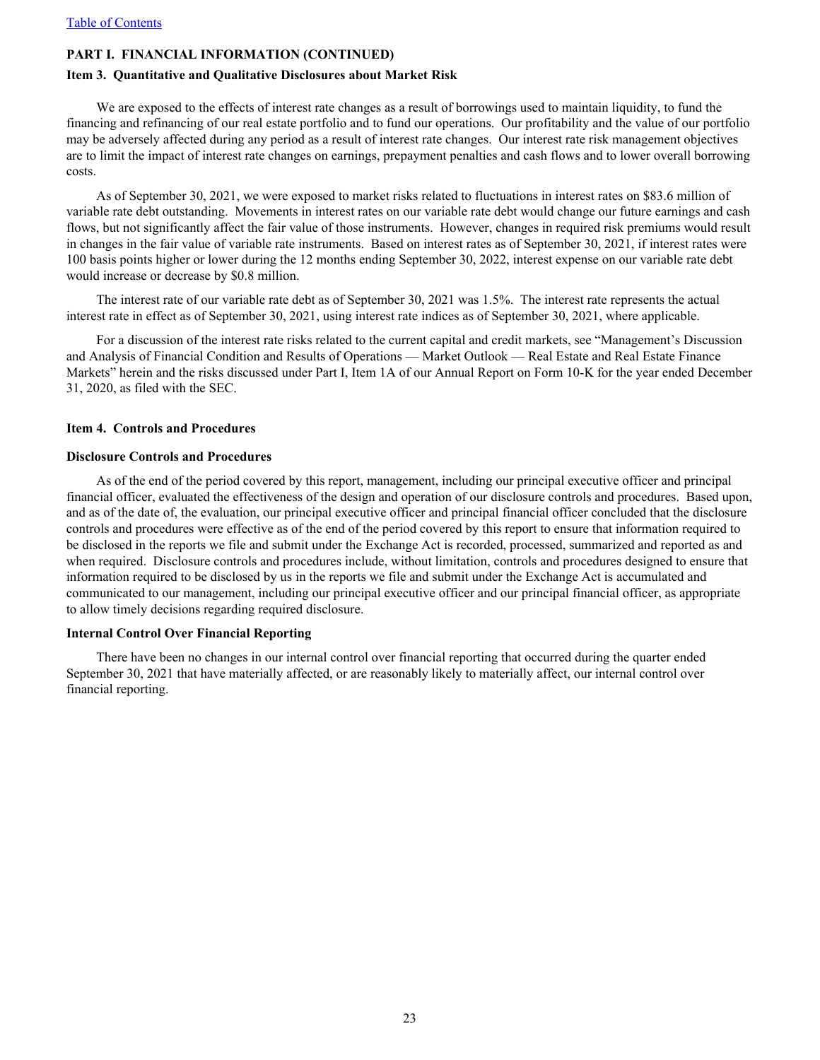## PART I. FINANCIAL INFORMATION (CONTINUED)

### Item 3. Quantitative and Qualitative Disclosures about Market Risk

We are exposed to the effects of interest rate changes as a result of borrowings used to maintain liquidity, to fund the financing and refinancing of our real estate portfolio and to fund our operations. Our profitability and the value of our portfolio may be adversely affected during any period as a result of interest rate changes. Our interest rate risk management objectives are to limit the impact of interest rate changes on earnings, prepayment penalties and cash flows and to lower overall borrowing costs.

As of September 30, 2021, we were exposed to market risks related to fluctuations in interest rates on $83.6 million of variable rate debt outstanding. Movements in interest rates on our variable rate debt would change our future earnings and cash flows, but not significantly affect the fair value of those instruments. However, changes in required risk premiums would result in changes in the fair value of variable rate instruments. Based on interest rates as of September 30, 2021, if interest rates were 100 basis points higher or lower during the 12 months ending September 30, 2022, interest expense on our variable rate debt would increase or decrease by $0.8 million.

The interest rate of our variable rate debt as of September 30, 2021 was 1.5%. The interest rate represents the actual interest rate in effect as of September 30, 2021, using interest rate indices as of September 30, 2021, where applicable.

For a discussion of the interest rate risks related to the current capital and credit markets, see "Management's Discussion and Analysis of Financial Condition and Results of Operations — Market Outlook — Real Estate and Real Estate Finance Markets" herein and the risks discussed under Part I, Item 1A of our Annual Report on Form 10-K for the year ended December 31, 2020, as filed with the SEC.

### Item 4. Controls and Procedures

#### Disclosure Controls and Procedures

As of the end of the period covered by this report, management, including our principal executive officer and principal financial officer, evaluated the effectiveness of the design and operation of our disclosure controls and procedures. Based upon, and as of the date of, the evaluation, our principal executive officer and principal financial officer concluded that the disclosure controls and procedures were effective as of the end of the period covered by this report to ensure that information required to be disclosed in the reports we file and submit under the Exchange Act is recorded, processed, summarized and reported as and when required. Disclosure controls and procedures include, without limitation, controls and procedures designed to ensure that information required to be disclosed by us in the reports we file and submit under the Exchange Act is accumulated and communicated to our management, including our principal executive officer and our principal financial officer, as appropriate to allow timely decisions regarding required disclosure.

#### Internal Control Over Financial Reporting

There have been no changes in our internal control over financial reporting that occurred during the quarter ended September 30, 2021 that have materially affected, or are reasonably likely to materially affect, our internal control over financial reporting.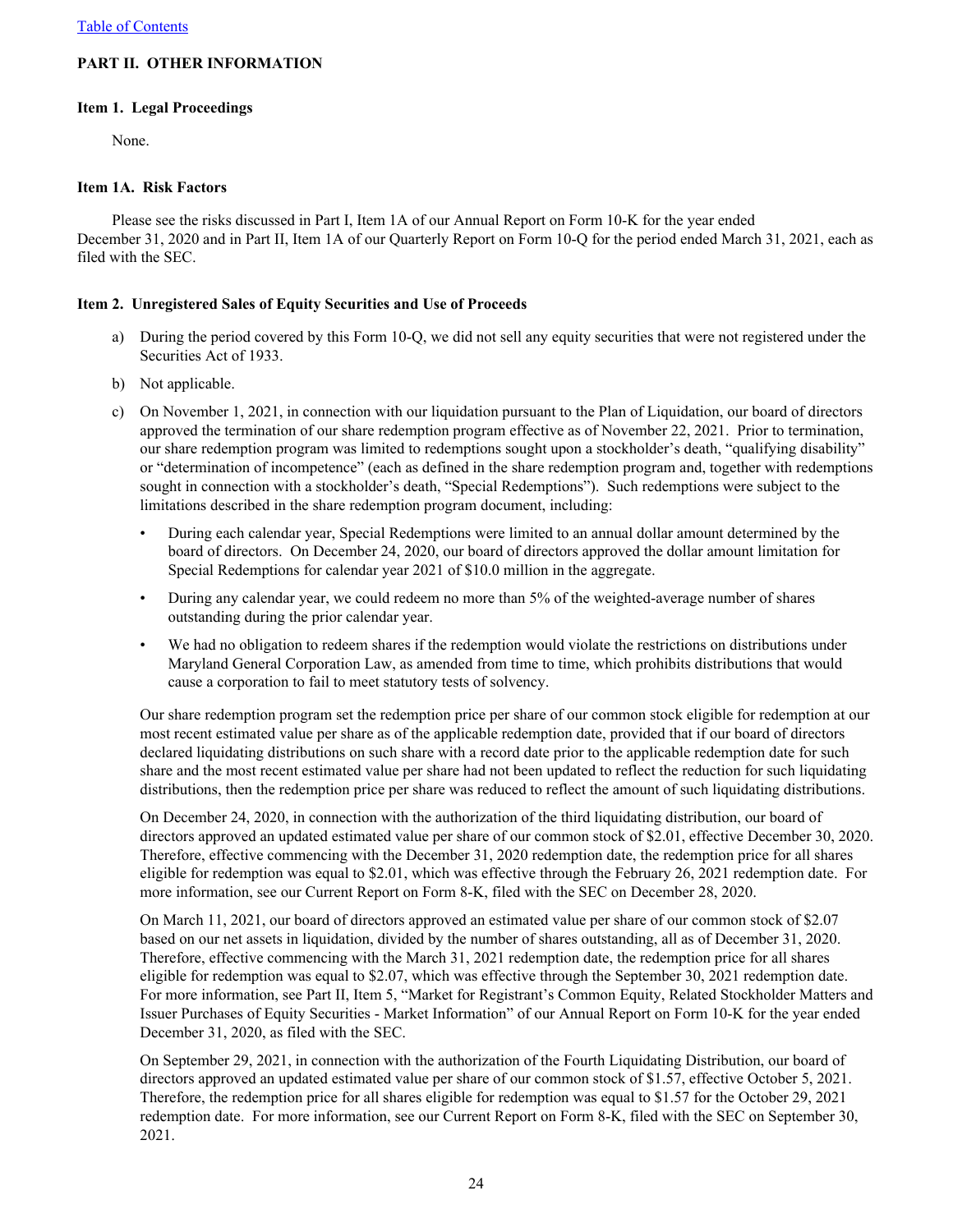## PART II. OTHER INFORMATION

### Item 1. Legal Proceedings

None.

### Item 1A. Risk Factors

Please see the risks discussed in Part I, Item 1A of our Annual Report on Form 10-K for the year ended December 31, 2020 and in Part II, Item 1A of our Quarterly Report on Form 10-Q for the period ended March 31, 2021, each as filed with the SEC.

### Item 2. Unregistered Sales of Equity Securities and Use of Proceeds

a) During the period covered by this Form 10-Q, we did not sell any equity securities that were not registered under the Securities Act of 1933.

b) Not applicable.

c) On November 1, 2021, in connection with our liquidation pursuant to the Plan of Liquidation, our board of directors approved the termination of our share redemption program effective as of November 22, 2021. Prior to termination, our share redemption program was limited to redemptions sought upon a stockholder's death, "qualifying disability" or "determination of incompetence" (each as defined in the share redemption program and, together with redemptions sought in connection with a stockholder's death, "Special Redemptions"). Such redemptions were subject to the limitations described in the share redemption program document, including:

- During each calendar year, Special Redemptions were limited to an annual dollar amount determined by the board of directors. On December 24, 2020, our board of directors approved the dollar amount limitation for Special Redemptions for calendar year 2021 of $10.0 million in the aggregate.
- During any calendar year, we could redeem no more than 5% of the weighted-average number of shares outstanding during the prior calendar year.
- We had no obligation to redeem shares if the redemption would violate the restrictions on distributions under Maryland General Corporation Law, as amended from time to time, which prohibits distributions that would cause a corporation to fail to meet statutory tests of solvency.

Our share redemption program set the redemption price per share of our common stock eligible for redemption at our most recent estimated value per share as of the applicable redemption date, provided that if our board of directors declared liquidating distributions on such share with a record date prior to the applicable redemption date for such share and the most recent estimated value per share had not been updated to reflect the reduction for such liquidating distributions, then the redemption price per share was reduced to reflect the amount of such liquidating distributions.

On December 24, 2020, in connection with the authorization of the third liquidating distribution, our board of directors approved an updated estimated value per share of our common stock of $2.01, effective December 30, 2020. Therefore, effective commencing with the December 31, 2020 redemption date, the redemption price for all shares eligible for redemption was equal to $2.01, which was effective through the February 26, 2021 redemption date. For more information, see our Current Report on Form 8-K, filed with the SEC on December 28, 2020.

On March 11, 2021, our board of directors approved an estimated value per share of our common stock of $2.07 based on our net assets in liquidation, divided by the number of shares outstanding, all as of December 31, 2020. Therefore, effective commencing with the March 31, 2021 redemption date, the redemption price for all shares eligible for redemption was equal to $2.07, which was effective through the September 30, 2021 redemption date. For more information, see Part II, Item 5, "Market for Registrant's Common Equity, Related Stockholder Matters and Issuer Purchases of Equity Securities - Market Information" of our Annual Report on Form 10-K for the year ended December 31, 2020, as filed with the SEC.

On September 29, 2021, in connection with the authorization of the Fourth Liquidating Distribution, our board of directors approved an updated estimated value per share of our common stock of $1.57, effective October 5, 2021. Therefore, the redemption price for all shares eligible for redemption was equal to $1.57 for the October 29, 2021 redemption date. For more information, see our Current Report on Form 8-K, filed with the SEC on September 30, 2021.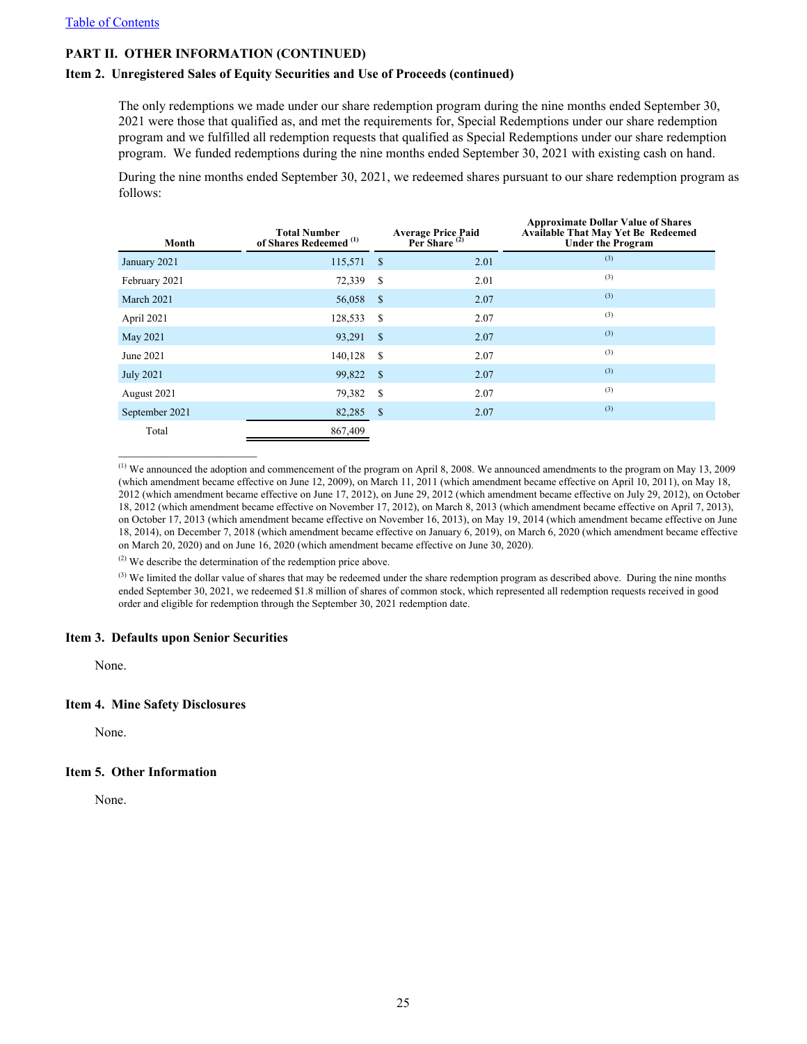[Table of Contents](#)

## PART II. OTHER INFORMATION (CONTINUED)

### Item 2. Unregistered Sales of Equity Securities and Use of Proceeds (continued)

The only redemptions we made under our share redemption program during the nine months ended September 30, 2021 were those that qualified as, and met the requirements for, Special Redemptions under our share redemption program and we fulfilled all redemption requests that qualified as Special Redemptions under our share redemption program. We funded redemptions during the nine months ended September 30, 2021 with existing cash on hand.

During the nine months ended September 30, 2021, we redeemed shares pursuant to our share redemption program as follows:

| Month | Total Number of Shares Redeemed [(1)] | Average Price Paid Per Share [(2)] | Approximate Dollar Value of Shares Available That May Yet Be Redeemed Under the Program |
|---|---|---|---|
| January 2021 | 115,571 | $ 2.01 | [(3)] |
| February 2021 | 72,339 | $ 2.01 | [(3)] |
| March 2021 | 56,058 | $ 2.07 | [(3)] |
| April 2021 | 128,533 | $ 2.07 | [(3)] |
| May 2021 | 93,291 | $ 2.07 | [(3)] |
| June 2021 | 140,128 | $ 2.07 | [(3)] |
| July 2021 | 99,822 | $ 2.07 | [(3)] |
| August 2021 | 79,382 | $ 2.07 | [(3)] |
| September 2021 | 82,285 | $ 2.07 | [(3)] |
| Total | 867,409 | | |

[(1)] We announced the adoption and commencement of the program on April 8, 2008. We announced amendments to the program on May 13, 2009 (which amendment became effective on June 12, 2009), on March 11, 2011 (which amendment became effective on April 10, 2011), on May 18, 2012 (which amendment became effective on June 17, 2012), on June 29, 2012 (which amendment became effective on July 29, 2012), on October 18, 2012 (which amendment became effective on November 17, 2012), on March 8, 2013 (which amendment became effective on April 7, 2013), on October 17, 2013 (which amendment became effective on November 16, 2013), on May 19, 2014 (which amendment became effective on June 18, 2014), on December 7, 2018 (which amendment became effective on January 6, 2019), on March 6, 2020 (which amendment became effective on March 20, 2020) and on June 16, 2020 (which amendment became effective on June 30, 2020).

[(2)] We describe the determination of the redemption price above.

[(3)] We limited the dollar value of shares that may be redeemed under the share redemption program as described above. During the nine months ended September 30, 2021, we redeemed $1.8 million of shares of common stock, which represented all redemption requests received in good order and eligible for redemption through the September 30, 2021 redemption date.

### Item 3. Defaults upon Senior Securities

None.

### Item 4. Mine Safety Disclosures

None.

### Item 5. Other Information

None.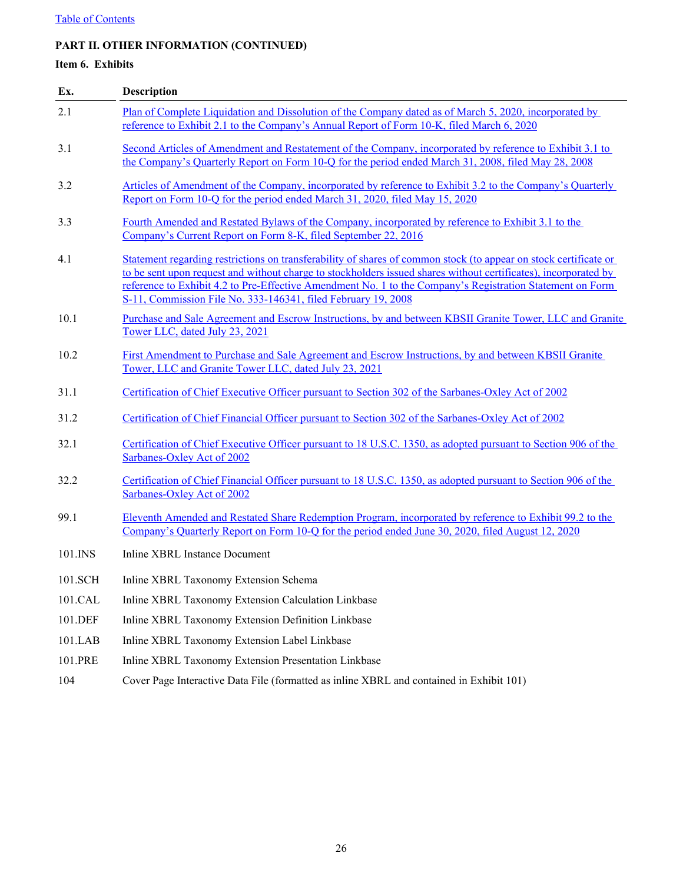Table of Contents

**PART II. OTHER INFORMATION (CONTINUED)**

**Item 6. Exhibits**

| Ex. | Description |
|---|---|
| 2.1 | Plan of Complete Liquidation and Dissolution of the Company dated as of March 5, 2020, incorporated by reference to Exhibit 2.1 to the Company's Annual Report of Form 10-K, filed March 6, 2020 |
| 3.1 | Second Articles of Amendment and Restatement of the Company, incorporated by reference to Exhibit 3.1 to the Company's Quarterly Report on Form 10-Q for the period ended March 31, 2008, filed May 28, 2008 |
| 3.2 | Articles of Amendment of the Company, incorporated by reference to Exhibit 3.2 to the Company's Quarterly Report on Form 10-Q for the period ended March 31, 2020, filed May 15, 2020 |
| 3.3 | Fourth Amended and Restated Bylaws of the Company, incorporated by reference to Exhibit 3.1 to the Company's Current Report on Form 8-K, filed September 22, 2016 |
| 4.1 | Statement regarding restrictions on transferability of shares of common stock (to appear on stock certificate or to be sent upon request and without charge to stockholders issued shares without certificates), incorporated by reference to Exhibit 4.2 to Pre-Effective Amendment No. 1 to the Company's Registration Statement on Form S-11, Commission File No. 333-146341, filed February 19, 2008 |
| 10.1 | Purchase and Sale Agreement and Escrow Instructions, by and between KBSII Granite Tower, LLC and Granite Tower LLC, dated July 23, 2021 |
| 10.2 | First Amendment to Purchase and Sale Agreement and Escrow Instructions, by and between KBSII Granite Tower, LLC and Granite Tower LLC, dated July 23, 2021 |
| 31.1 | Certification of Chief Executive Officer pursuant to Section 302 of the Sarbanes-Oxley Act of 2002 |
| 31.2 | Certification of Chief Financial Officer pursuant to Section 302 of the Sarbanes-Oxley Act of 2002 |
| 32.1 | Certification of Chief Executive Officer pursuant to 18 U.S.C. 1350, as adopted pursuant to Section 906 of the Sarbanes-Oxley Act of 2002 |
| 32.2 | Certification of Chief Financial Officer pursuant to 18 U.S.C. 1350, as adopted pursuant to Section 906 of the Sarbanes-Oxley Act of 2002 |
| 99.1 | Eleventh Amended and Restated Share Redemption Program, incorporated by reference to Exhibit 99.2 to the Company's Quarterly Report on Form 10-Q for the period ended June 30, 2020, filed August 12, 2020 |
| 101.INS | Inline XBRL Instance Document |
| 101.SCH | Inline XBRL Taxonomy Extension Schema |
| 101.CAL | Inline XBRL Taxonomy Extension Calculation Linkbase |
| 101.DEF | Inline XBRL Taxonomy Extension Definition Linkbase |
| 101.LAB | Inline XBRL Taxonomy Extension Label Linkbase |
| 101.PRE | Inline XBRL Taxonomy Extension Presentation Linkbase |
| 104 | Cover Page Interactive Data File (formatted as inline XBRL and contained in Exhibit 101) |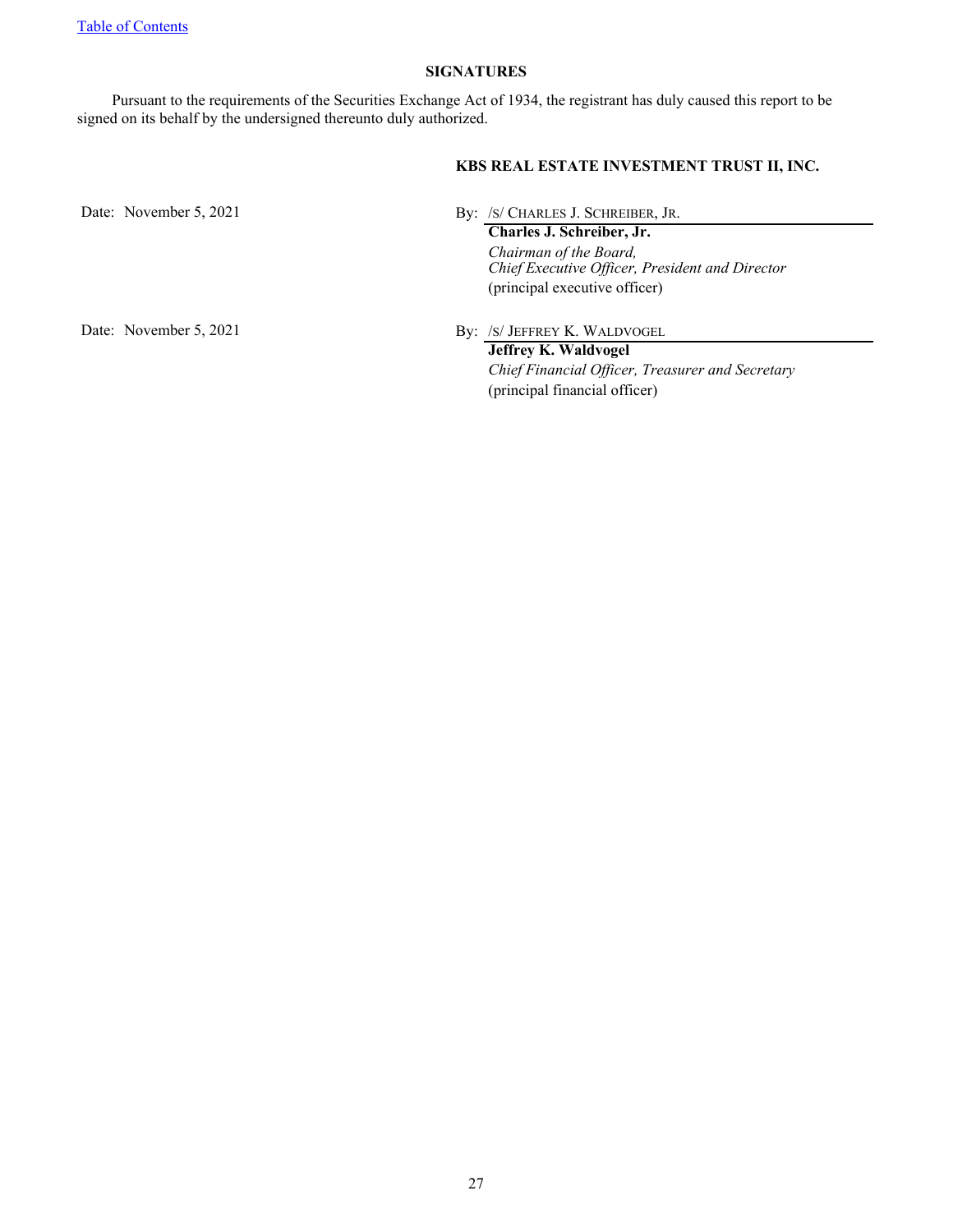[Table of Contents](#)

## SIGNATURES

Pursuant to the requirements of the Securities Exchange Act of 1934, the registrant has duly caused this report to be signed on its behalf by the undersigned thereunto duly authorized.

**KBS REAL ESTATE INVESTMENT TRUST II, INC.**

Date: November 5, 2021

By: /S/ CHARLES J. SCHREIBER, JR.

**Charles J. Schreiber, Jr.**
*Chairman of the Board,*
*Chief Executive Officer, President and Director*
(principal executive officer)

Date: November 5, 2021

By: /S/ JEFFREY K. WALDVOGEL

**Jeffrey K. Waldvogel**
*Chief Financial Officer, Treasurer and Secretary*
(principal financial officer)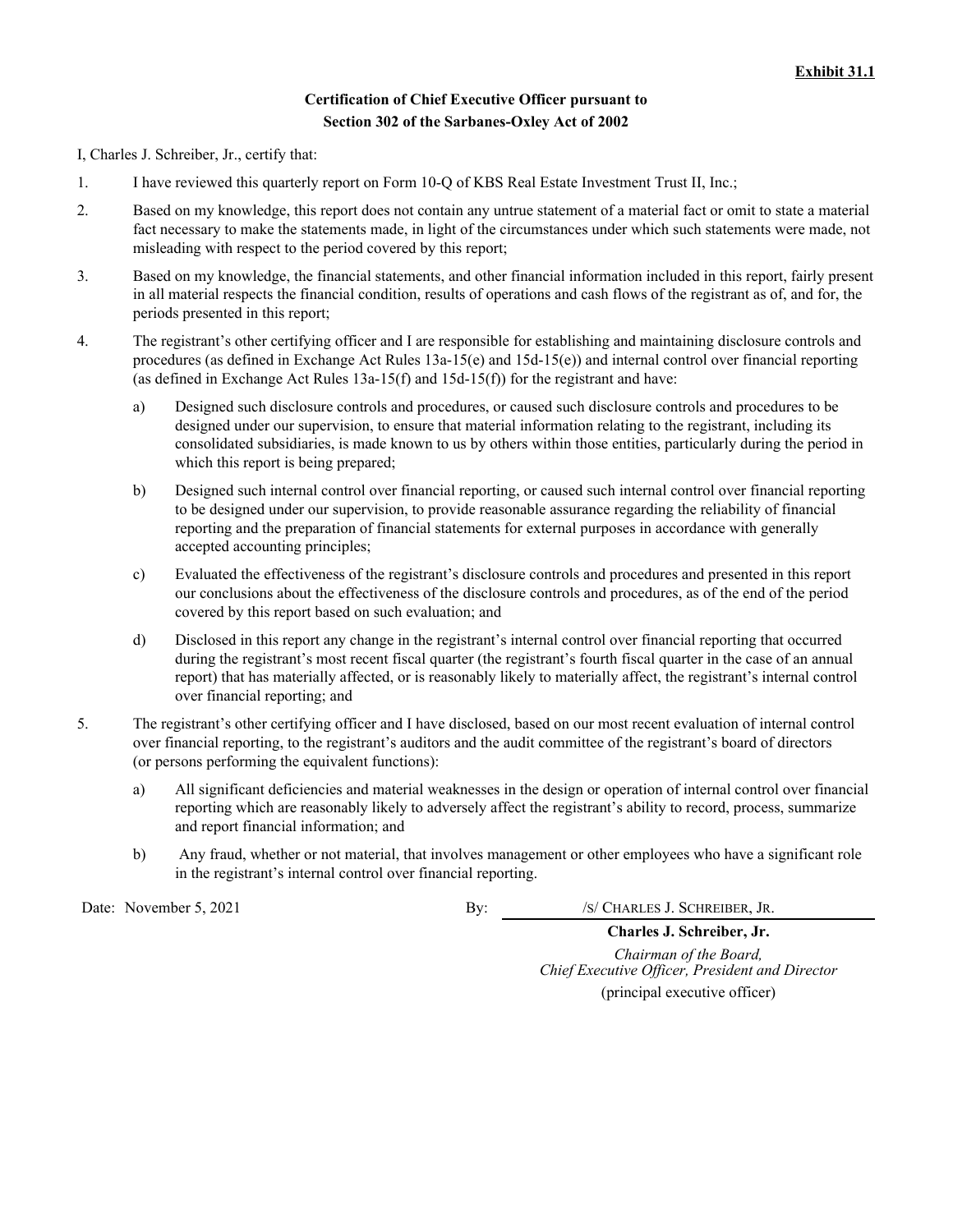**Exhibit 31.1**

**Certification of Chief Executive Officer pursuant to**
**Section 302 of the Sarbanes-Oxley Act of 2002**

I, Charles J. Schreiber, Jr., certify that:

1. I have reviewed this quarterly report on Form 10-Q of KBS Real Estate Investment Trust II, Inc.;

2. Based on my knowledge, this report does not contain any untrue statement of a material fact or omit to state a material fact necessary to make the statements made, in light of the circumstances under which such statements were made, not misleading with respect to the period covered by this report;

3. Based on my knowledge, the financial statements, and other financial information included in this report, fairly present in all material respects the financial condition, results of operations and cash flows of the registrant as of, and for, the periods presented in this report;

4. The registrant's other certifying officer and I are responsible for establishing and maintaining disclosure controls and procedures (as defined in Exchange Act Rules 13a-15(e) and 15d-15(e)) and internal control over financial reporting (as defined in Exchange Act Rules 13a-15(f) and 15d-15(f)) for the registrant and have:

   a) Designed such disclosure controls and procedures, or caused such disclosure controls and procedures to be designed under our supervision, to ensure that material information relating to the registrant, including its consolidated subsidiaries, is made known to us by others within those entities, particularly during the period in which this report is being prepared;

   b) Designed such internal control over financial reporting, or caused such internal control over financial reporting to be designed under our supervision, to provide reasonable assurance regarding the reliability of financial reporting and the preparation of financial statements for external purposes in accordance with generally accepted accounting principles;

   c) Evaluated the effectiveness of the registrant's disclosure controls and procedures and presented in this report our conclusions about the effectiveness of the disclosure controls and procedures, as of the end of the period covered by this report based on such evaluation; and

   d) Disclosed in this report any change in the registrant's internal control over financial reporting that occurred during the registrant's most recent fiscal quarter (the registrant's fourth fiscal quarter in the case of an annual report) that has materially affected, or is reasonably likely to materially affect, the registrant's internal control over financial reporting; and

5. The registrant's other certifying officer and I have disclosed, based on our most recent evaluation of internal control over financial reporting, to the registrant's auditors and the audit committee of the registrant's board of directors (or persons performing the equivalent functions):

   a) All significant deficiencies and material weaknesses in the design or operation of internal control over financial reporting which are reasonably likely to adversely affect the registrant's ability to record, process, summarize and report financial information; and

   b) Any fraud, whether or not material, that involves management or other employees who have a significant role in the registrant's internal control over financial reporting.

Date: November 5, 2021

By: /S/ CHARLES J. SCHREIBER, JR.

**Charles J. Schreiber, Jr.**

*Chairman of the Board,*
*Chief Executive Officer, President and Director*

(principal executive officer)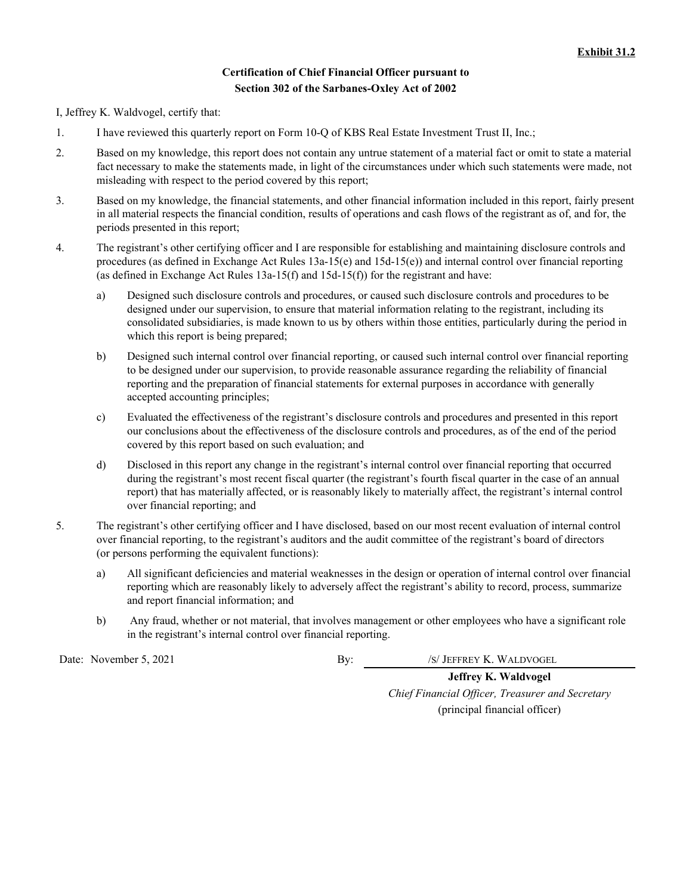**Exhibit 31.2**

**Certification of Chief Financial Officer pursuant to**
**Section 302 of the Sarbanes-Oxley Act of 2002**

I, Jeffrey K. Waldvogel, certify that:

1. I have reviewed this quarterly report on Form 10-Q of KBS Real Estate Investment Trust II, Inc.;

2. Based on my knowledge, this report does not contain any untrue statement of a material fact or omit to state a material fact necessary to make the statements made, in light of the circumstances under which such statements were made, not misleading with respect to the period covered by this report;

3. Based on my knowledge, the financial statements, and other financial information included in this report, fairly present in all material respects the financial condition, results of operations and cash flows of the registrant as of, and for, the periods presented in this report;

4. The registrant's other certifying officer and I are responsible for establishing and maintaining disclosure controls and procedures (as defined in Exchange Act Rules 13a-15(e) and 15d-15(e)) and internal control over financial reporting (as defined in Exchange Act Rules 13a-15(f) and 15d-15(f)) for the registrant and have:

   a) Designed such disclosure controls and procedures, or caused such disclosure controls and procedures to be designed under our supervision, to ensure that material information relating to the registrant, including its consolidated subsidiaries, is made known to us by others within those entities, particularly during the period in which this report is being prepared;

   b) Designed such internal control over financial reporting, or caused such internal control over financial reporting to be designed under our supervision, to provide reasonable assurance regarding the reliability of financial reporting and the preparation of financial statements for external purposes in accordance with generally accepted accounting principles;

   c) Evaluated the effectiveness of the registrant's disclosure controls and procedures and presented in this report our conclusions about the effectiveness of the disclosure controls and procedures, as of the end of the period covered by this report based on such evaluation; and

   d) Disclosed in this report any change in the registrant's internal control over financial reporting that occurred during the registrant's most recent fiscal quarter (the registrant's fourth fiscal quarter in the case of an annual report) that has materially affected, or is reasonably likely to materially affect, the registrant's internal control over financial reporting; and

5. The registrant's other certifying officer and I have disclosed, based on our most recent evaluation of internal control over financial reporting, to the registrant's auditors and the audit committee of the registrant's board of directors (or persons performing the equivalent functions):

   a) All significant deficiencies and material weaknesses in the design or operation of internal control over financial reporting which are reasonably likely to adversely affect the registrant's ability to record, process, summarize and report financial information; and

   b) Any fraud, whether or not material, that involves management or other employees who have a significant role in the registrant's internal control over financial reporting.

Date: November 5, 2021

By: /S/ JEFFREY K. WALDVOGEL

**Jeffrey K. Waldvogel**
*Chief Financial Officer, Treasurer and Secretary*
(principal financial officer)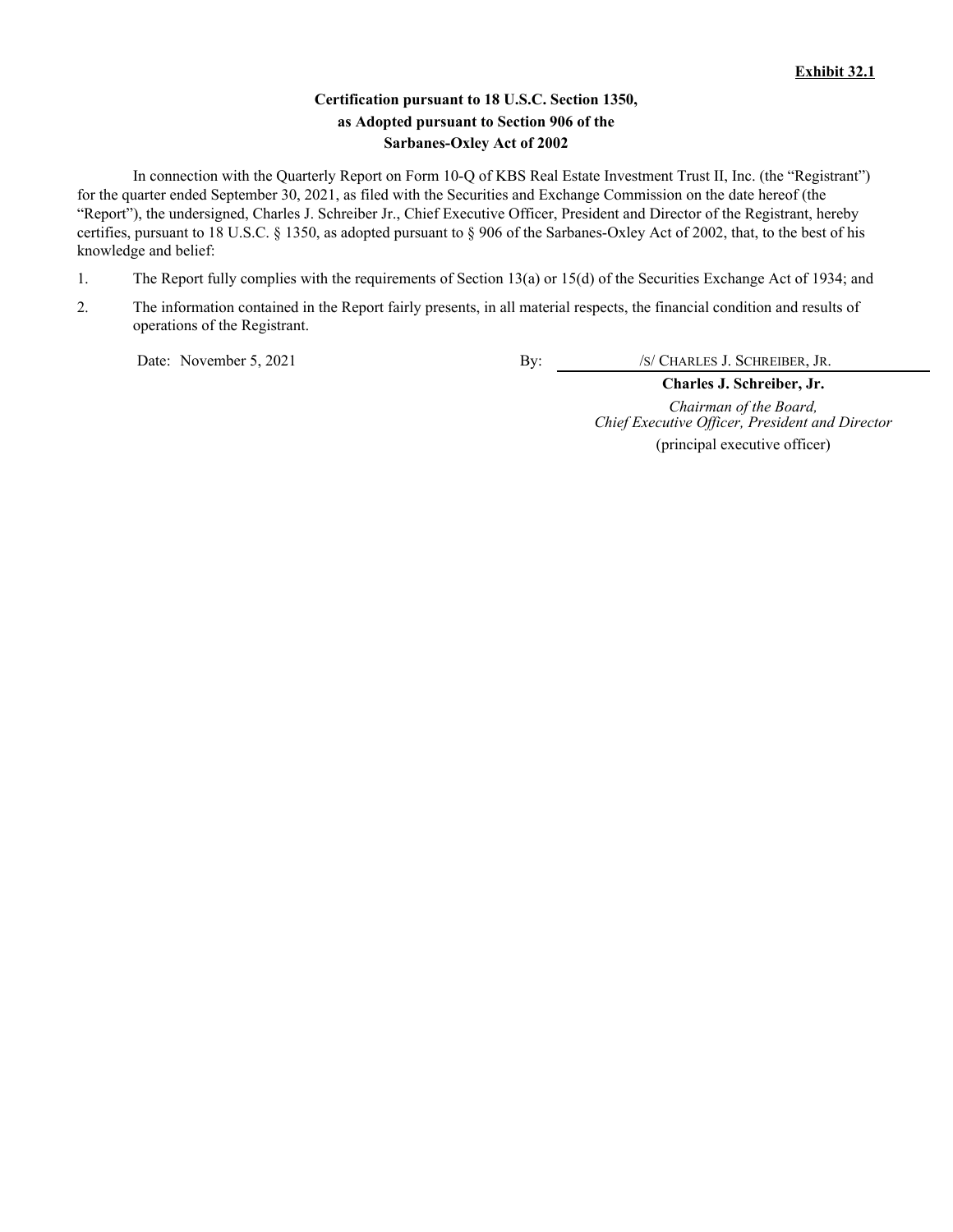**Exhibit 32.1**

**Certification pursuant to 18 U.S.C. Section 1350,**
**as Adopted pursuant to Section 906 of the**
**Sarbanes-Oxley Act of 2002**

In connection with the Quarterly Report on Form 10-Q of KBS Real Estate Investment Trust II, Inc. (the "Registrant") for the quarter ended September 30, 2021, as filed with the Securities and Exchange Commission on the date hereof (the "Report"), the undersigned, Charles J. Schreiber Jr., Chief Executive Officer, President and Director of the Registrant, hereby certifies, pursuant to 18 U.S.C. § 1350, as adopted pursuant to § 906 of the Sarbanes-Oxley Act of 2002, that, to the best of his knowledge and belief:

1. The Report fully complies with the requirements of Section 13(a) or 15(d) of the Securities Exchange Act of 1934; and
2. The information contained in the Report fairly presents, in all material respects, the financial condition and results of operations of the Registrant.

Date: November 5, 2021

By: /S/ CHARLES J. SCHREIBER, JR.

**Charles J. Schreiber, Jr.**

*Chairman of the Board,*
*Chief Executive Officer, President and Director*
(principal executive officer)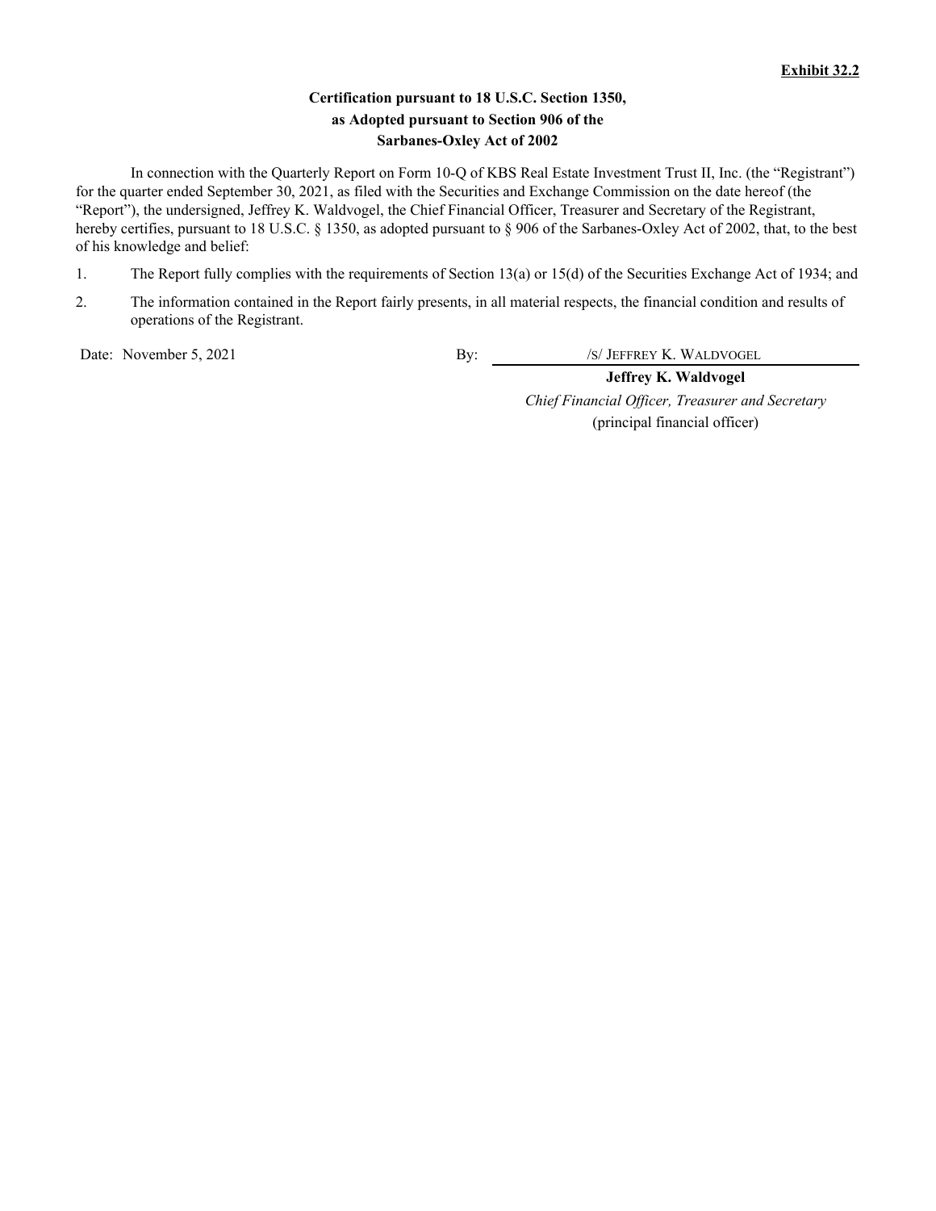**Exhibit 32.2**

**Certification pursuant to 18 U.S.C. Section 1350,**
**as Adopted pursuant to Section 906 of the**
**Sarbanes-Oxley Act of 2002**

In connection with the Quarterly Report on Form 10-Q of KBS Real Estate Investment Trust II, Inc. (the "Registrant") for the quarter ended September 30, 2021, as filed with the Securities and Exchange Commission on the date hereof (the "Report"), the undersigned, Jeffrey K. Waldvogel, the Chief Financial Officer, Treasurer and Secretary of the Registrant, hereby certifies, pursuant to 18 U.S.C. § 1350, as adopted pursuant to § 906 of the Sarbanes-Oxley Act of 2002, that, to the best of his knowledge and belief:

1. The Report fully complies with the requirements of Section 13(a) or 15(d) of the Securities Exchange Act of 1934; and
2. The information contained in the Report fairly presents, in all material respects, the financial condition and results of operations of the Registrant.

Date: November 5, 2021

By: /S/ JEFFREY K. WALDVOGEL

**Jeffrey K. Waldvogel**

*Chief Financial Officer, Treasurer and Secretary*

(principal financial officer)